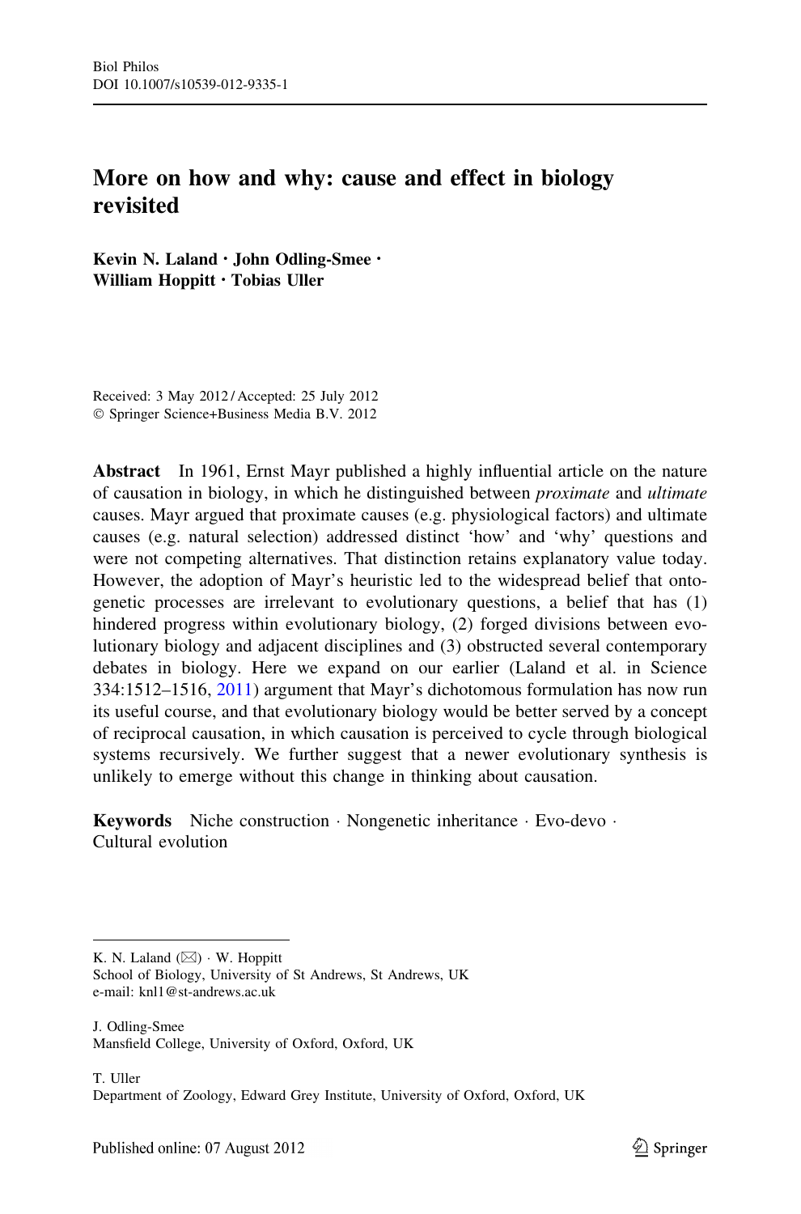# More on how and why: cause and effect in biology revisited

**Kevin N. Laland · John Odling-Smee · William Hoppitt · Tobias Uller**

Received: 3 May 2012 / Accepted: 25 July 2012
© Springer Science+Business Media B.V. 2012

**Abstract** In 1961, Ernst Mayr published a highly influential article on the nature of causation in biology, in which he distinguished between *proximate* and *ultimate* causes. Mayr argued that proximate causes (e.g. physiological factors) and ultimate causes (e.g. natural selection) addressed distinct 'how' and 'why' questions and were not competing alternatives. That distinction retains explanatory value today. However, the adoption of Mayr's heuristic led to the widespread belief that ontogenetic processes are irrelevant to evolutionary questions, a belief that has (1) hindered progress within evolutionary biology, (2) forged divisions between evolutionary biology and adjacent disciplines and (3) obstructed several contemporary debates in biology. Here we expand on our earlier (Laland et al. in Science 334:1512–1516, 2011) argument that Mayr's dichotomous formulation has now run its useful course, and that evolutionary biology would be better served by a concept of reciprocal causation, in which causation is perceived to cycle through biological systems recursively. We further suggest that a newer evolutionary synthesis is unlikely to emerge without this change in thinking about causation.

**Keywords** Niche construction · Nongenetic inheritance · Evo-devo · Cultural evolution

---

K. N. Laland (✉) · W. Hoppitt
School of Biology, University of St Andrews, St Andrews, UK
e-mail: knl1@st-andrews.ac.uk

J. Odling-Smee
Mansfield College, University of Oxford, Oxford, UK

T. Uller
Department of Zoology, Edward Grey Institute, University of Oxford, Oxford, UK

Published online: 07 August 2012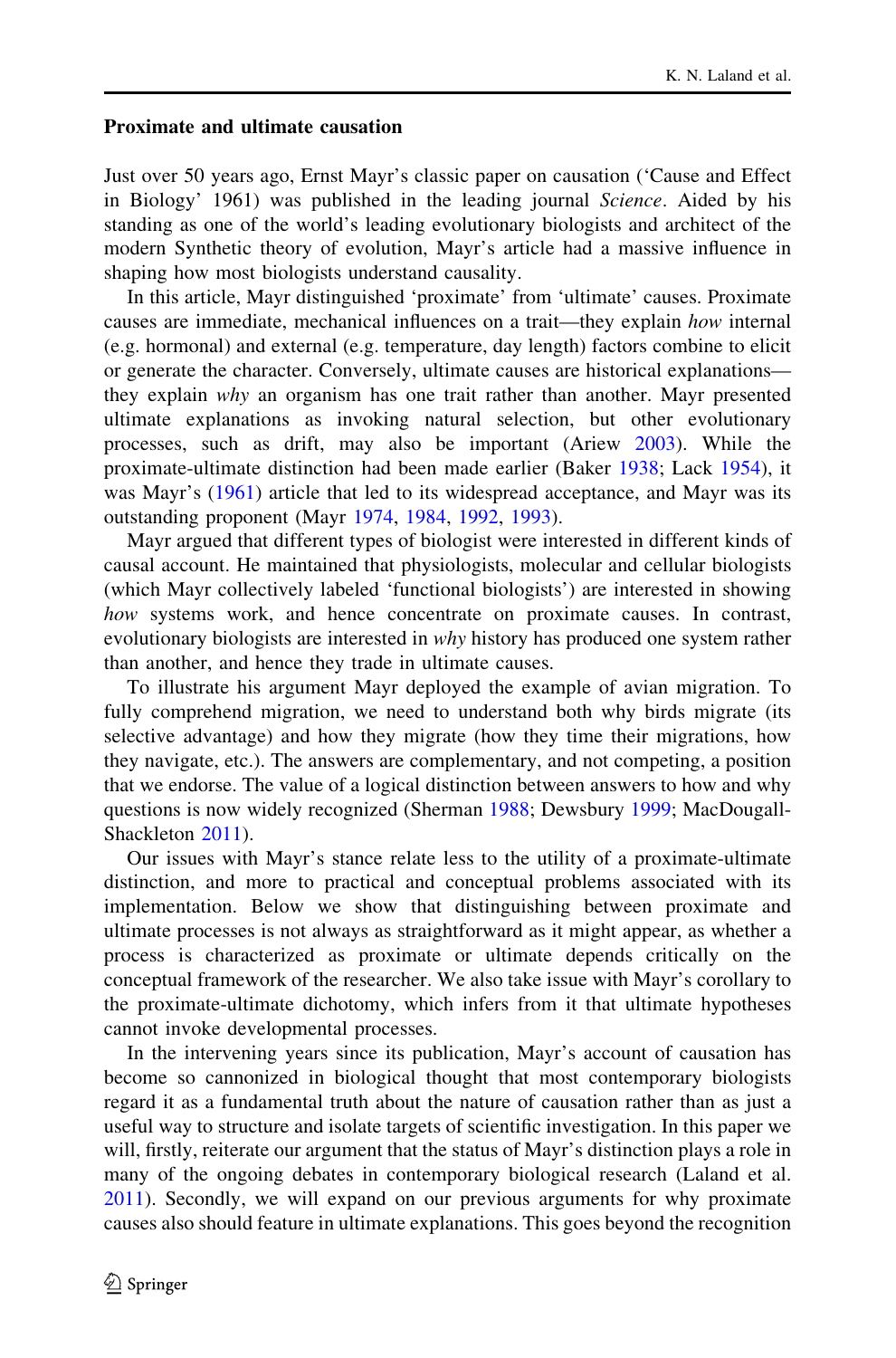## Proximate and ultimate causation

Just over 50 years ago, Ernst Mayr's classic paper on causation ('Cause and Effect in Biology' 1961) was published in the leading journal *Science*. Aided by his standing as one of the world's leading evolutionary biologists and architect of the modern Synthetic theory of evolution, Mayr's article had a massive influence in shaping how most biologists understand causality.

In this article, Mayr distinguished 'proximate' from 'ultimate' causes. Proximate causes are immediate, mechanical influences on a trait—they explain *how* internal (e.g. hormonal) and external (e.g. temperature, day length) factors combine to elicit or generate the character. Conversely, ultimate causes are historical explanations—they explain *why* an organism has one trait rather than another. Mayr presented ultimate explanations as invoking natural selection, but other evolutionary processes, such as drift, may also be important (Ariew 2003). While the proximate-ultimate distinction had been made earlier (Baker 1938; Lack 1954), it was Mayr's (1961) article that led to its widespread acceptance, and Mayr was its outstanding proponent (Mayr 1974, 1984, 1992, 1993).

Mayr argued that different types of biologist were interested in different kinds of causal account. He maintained that physiologists, molecular and cellular biologists (which Mayr collectively labeled 'functional biologists') are interested in showing *how* systems work, and hence concentrate on proximate causes. In contrast, evolutionary biologists are interested in *why* history has produced one system rather than another, and hence they trade in ultimate causes.

To illustrate his argument Mayr deployed the example of avian migration. To fully comprehend migration, we need to understand both why birds migrate (its selective advantage) and how they migrate (how they time their migrations, how they navigate, etc.). The answers are complementary, and not competing, a position that we endorse. The value of a logical distinction between answers to how and why questions is now widely recognized (Sherman 1988; Dewsbury 1999; MacDougall-Shackleton 2011).

Our issues with Mayr's stance relate less to the utility of a proximate-ultimate distinction, and more to practical and conceptual problems associated with its implementation. Below we show that distinguishing between proximate and ultimate processes is not always as straightforward as it might appear, as whether a process is characterized as proximate or ultimate depends critically on the conceptual framework of the researcher. We also take issue with Mayr's corollary to the proximate-ultimate dichotomy, which infers from it that ultimate hypotheses cannot invoke developmental processes.

In the intervening years since its publication, Mayr's account of causation has become so cannonized in biological thought that most contemporary biologists regard it as a fundamental truth about the nature of causation rather than as just a useful way to structure and isolate targets of scientific investigation. In this paper we will, firstly, reiterate our argument that the status of Mayr's distinction plays a role in many of the ongoing debates in contemporary biological research (Laland et al. 2011). Secondly, we will expand on our previous arguments for why proximate causes also should feature in ultimate explanations. This goes beyond the recognition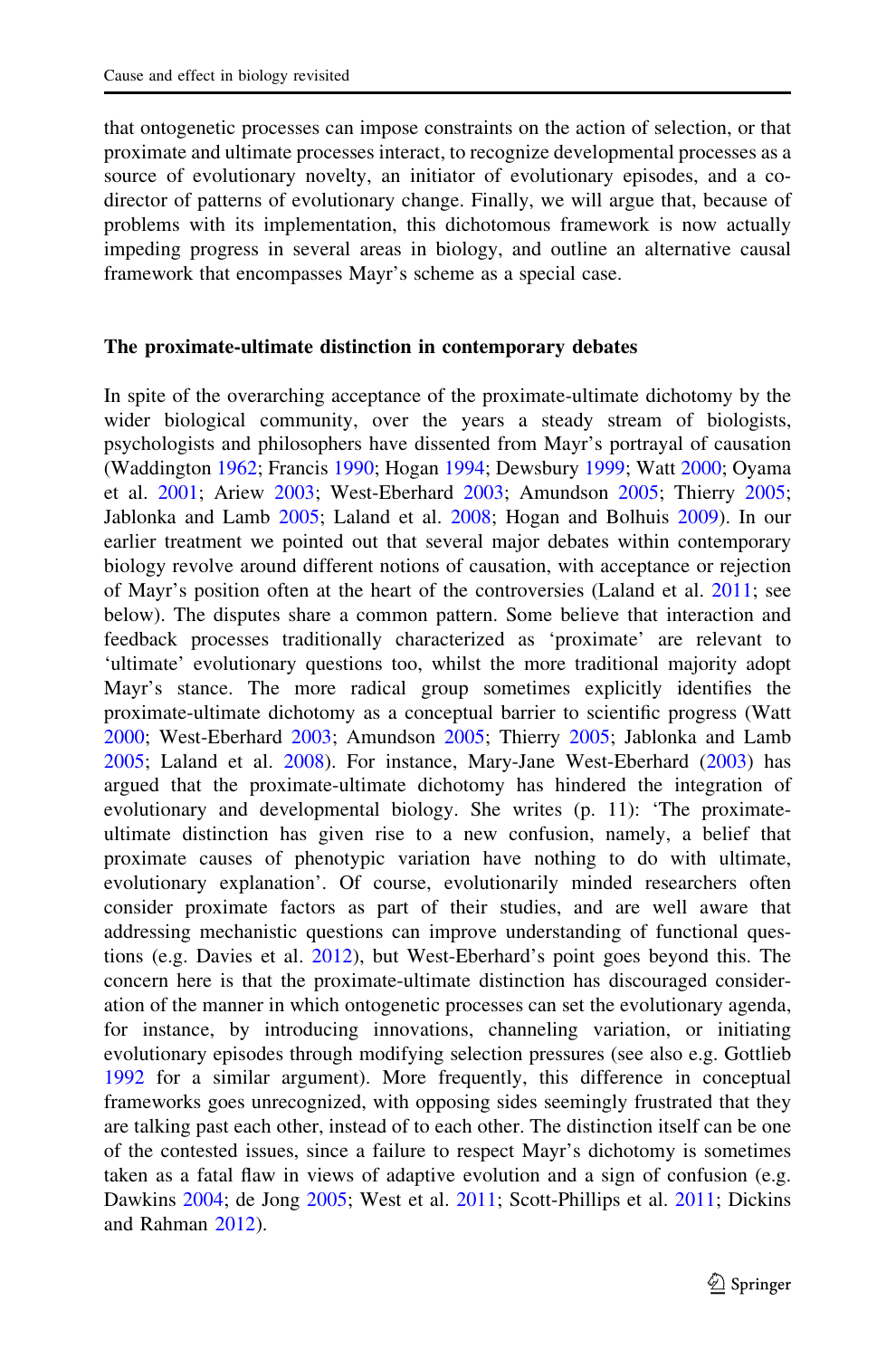that ontogenetic processes can impose constraints on the action of selection, or that proximate and ultimate processes interact, to recognize developmental processes as a source of evolutionary novelty, an initiator of evolutionary episodes, and a co-director of patterns of evolutionary change. Finally, we will argue that, because of problems with its implementation, this dichotomous framework is now actually impeding progress in several areas in biology, and outline an alternative causal framework that encompasses Mayr's scheme as a special case.

## The proximate-ultimate distinction in contemporary debates

In spite of the overarching acceptance of the proximate-ultimate dichotomy by the wider biological community, over the years a steady stream of biologists, psychologists and philosophers have dissented from Mayr's portrayal of causation (Waddington 1962; Francis 1990; Hogan 1994; Dewsbury 1999; Watt 2000; Oyama et al. 2001; Ariew 2003; West-Eberhard 2003; Amundson 2005; Thierry 2005; Jablonka and Lamb 2005; Laland et al. 2008; Hogan and Bolhuis 2009). In our earlier treatment we pointed out that several major debates within contemporary biology revolve around different notions of causation, with acceptance or rejection of Mayr's position often at the heart of the controversies (Laland et al. 2011; see below). The disputes share a common pattern. Some believe that interaction and feedback processes traditionally characterized as 'proximate' are relevant to 'ultimate' evolutionary questions too, whilst the more traditional majority adopt Mayr's stance. The more radical group sometimes explicitly identifies the proximate-ultimate dichotomy as a conceptual barrier to scientific progress (Watt 2000; West-Eberhard 2003; Amundson 2005; Thierry 2005; Jablonka and Lamb 2005; Laland et al. 2008). For instance, Mary-Jane West-Eberhard (2003) has argued that the proximate-ultimate dichotomy has hindered the integration of evolutionary and developmental biology. She writes (p. 11): 'The proximate-ultimate distinction has given rise to a new confusion, namely, a belief that proximate causes of phenotypic variation have nothing to do with ultimate, evolutionary explanation'. Of course, evolutionarily minded researchers often consider proximate factors as part of their studies, and are well aware that addressing mechanistic questions can improve understanding of functional questions (e.g. Davies et al. 2012), but West-Eberhard's point goes beyond this. The concern here is that the proximate-ultimate distinction has discouraged consideration of the manner in which ontogenetic processes can set the evolutionary agenda, for instance, by introducing innovations, channeling variation, or initiating evolutionary episodes through modifying selection pressures (see also e.g. Gottlieb 1992 for a similar argument). More frequently, this difference in conceptual frameworks goes unrecognized, with opposing sides seemingly frustrated that they are talking past each other, instead of to each other. The distinction itself can be one of the contested issues, since a failure to respect Mayr's dichotomy is sometimes taken as a fatal flaw in views of adaptive evolution and a sign of confusion (e.g. Dawkins 2004; de Jong 2005; West et al. 2011; Scott-Phillips et al. 2011; Dickins and Rahman 2012).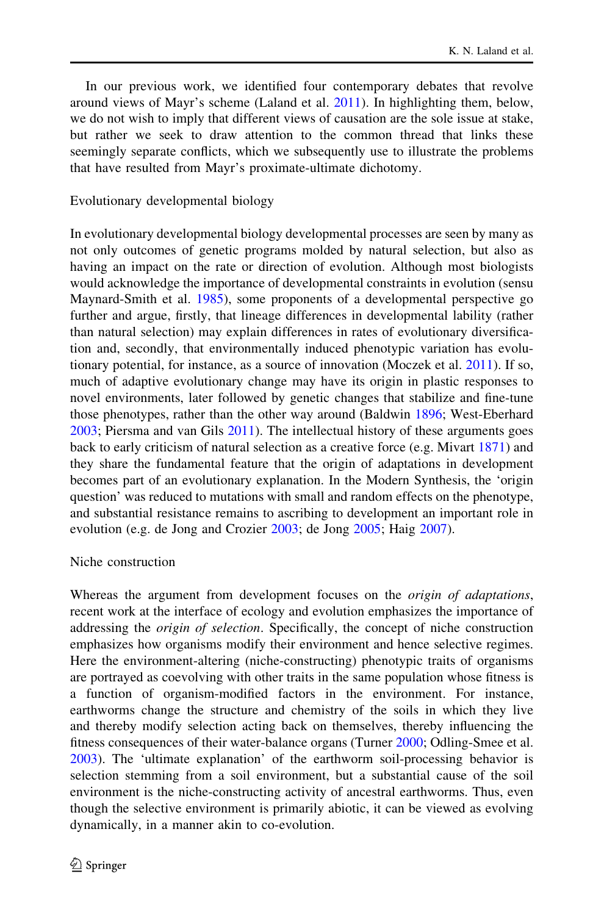In our previous work, we identified four contemporary debates that revolve around views of Mayr's scheme (Laland et al. 2011). In highlighting them, below, we do not wish to imply that different views of causation are the sole issue at stake, but rather we seek to draw attention to the common thread that links these seemingly separate conflicts, which we subsequently use to illustrate the problems that have resulted from Mayr's proximate-ultimate dichotomy.

### Evolutionary developmental biology

In evolutionary developmental biology developmental processes are seen by many as not only outcomes of genetic programs molded by natural selection, but also as having an impact on the rate or direction of evolution. Although most biologists would acknowledge the importance of developmental constraints in evolution (sensu Maynard-Smith et al. 1985), some proponents of a developmental perspective go further and argue, firstly, that lineage differences in developmental lability (rather than natural selection) may explain differences in rates of evolutionary diversification and, secondly, that environmentally induced phenotypic variation has evolutionary potential, for instance, as a source of innovation (Moczek et al. 2011). If so, much of adaptive evolutionary change may have its origin in plastic responses to novel environments, later followed by genetic changes that stabilize and fine-tune those phenotypes, rather than the other way around (Baldwin 1896; West-Eberhard 2003; Piersma and van Gils 2011). The intellectual history of these arguments goes back to early criticism of natural selection as a creative force (e.g. Mivart 1871) and they share the fundamental feature that the origin of adaptations in development becomes part of an evolutionary explanation. In the Modern Synthesis, the 'origin question' was reduced to mutations with small and random effects on the phenotype, and substantial resistance remains to ascribing to development an important role in evolution (e.g. de Jong and Crozier 2003; de Jong 2005; Haig 2007).

### Niche construction

Whereas the argument from development focuses on the *origin of adaptations*, recent work at the interface of ecology and evolution emphasizes the importance of addressing the *origin of selection*. Specifically, the concept of niche construction emphasizes how organisms modify their environment and hence selective regimes. Here the environment-altering (niche-constructing) phenotypic traits of organisms are portrayed as coevolving with other traits in the same population whose fitness is a function of organism-modified factors in the environment. For instance, earthworms change the structure and chemistry of the soils in which they live and thereby modify selection acting back on themselves, thereby influencing the fitness consequences of their water-balance organs (Turner 2000; Odling-Smee et al. 2003). The 'ultimate explanation' of the earthworm soil-processing behavior is selection stemming from a soil environment, but a substantial cause of the soil environment is the niche-constructing activity of ancestral earthworms. Thus, even though the selective environment is primarily abiotic, it can be viewed as evolving dynamically, in a manner akin to co-evolution.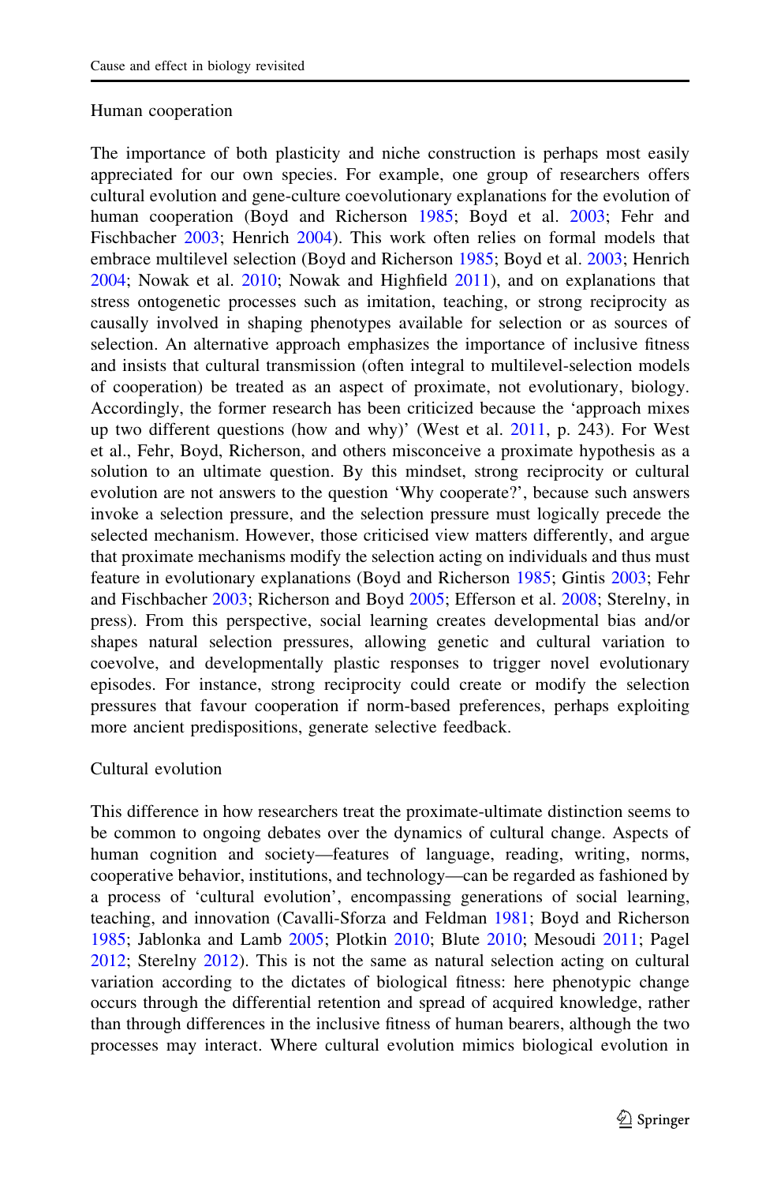### Human cooperation

The importance of both plasticity and niche construction is perhaps most easily appreciated for our own species. For example, one group of researchers offers cultural evolution and gene-culture coevolutionary explanations for the evolution of human cooperation (Boyd and Richerson 1985; Boyd et al. 2003; Fehr and Fischbacher 2003; Henrich 2004). This work often relies on formal models that embrace multilevel selection (Boyd and Richerson 1985; Boyd et al. 2003; Henrich 2004; Nowak et al. 2010; Nowak and Highfield 2011), and on explanations that stress ontogenetic processes such as imitation, teaching, or strong reciprocity as causally involved in shaping phenotypes available for selection or as sources of selection. An alternative approach emphasizes the importance of inclusive fitness and insists that cultural transmission (often integral to multilevel-selection models of cooperation) be treated as an aspect of proximate, not evolutionary, biology. Accordingly, the former research has been criticized because the 'approach mixes up two different questions (how and why)' (West et al. 2011, p. 243). For West et al., Fehr, Boyd, Richerson, and others misconceive a proximate hypothesis as a solution to an ultimate question. By this mindset, strong reciprocity or cultural evolution are not answers to the question 'Why cooperate?', because such answers invoke a selection pressure, and the selection pressure must logically precede the selected mechanism. However, those criticised view matters differently, and argue that proximate mechanisms modify the selection acting on individuals and thus must feature in evolutionary explanations (Boyd and Richerson 1985; Gintis 2003; Fehr and Fischbacher 2003; Richerson and Boyd 2005; Efferson et al. 2008; Sterelny, in press). From this perspective, social learning creates developmental bias and/or shapes natural selection pressures, allowing genetic and cultural variation to coevolve, and developmentally plastic responses to trigger novel evolutionary episodes. For instance, strong reciprocity could create or modify the selection pressures that favour cooperation if norm-based preferences, perhaps exploiting more ancient predispositions, generate selective feedback.

### Cultural evolution

This difference in how researchers treat the proximate-ultimate distinction seems to be common to ongoing debates over the dynamics of cultural change. Aspects of human cognition and society—features of language, reading, writing, norms, cooperative behavior, institutions, and technology—can be regarded as fashioned by a process of 'cultural evolution', encompassing generations of social learning, teaching, and innovation (Cavalli-Sforza and Feldman 1981; Boyd and Richerson 1985; Jablonka and Lamb 2005; Plotkin 2010; Blute 2010; Mesoudi 2011; Pagel 2012; Sterelny 2012). This is not the same as natural selection acting on cultural variation according to the dictates of biological fitness: here phenotypic change occurs through the differential retention and spread of acquired knowledge, rather than through differences in the inclusive fitness of human bearers, although the two processes may interact. Where cultural evolution mimics biological evolution in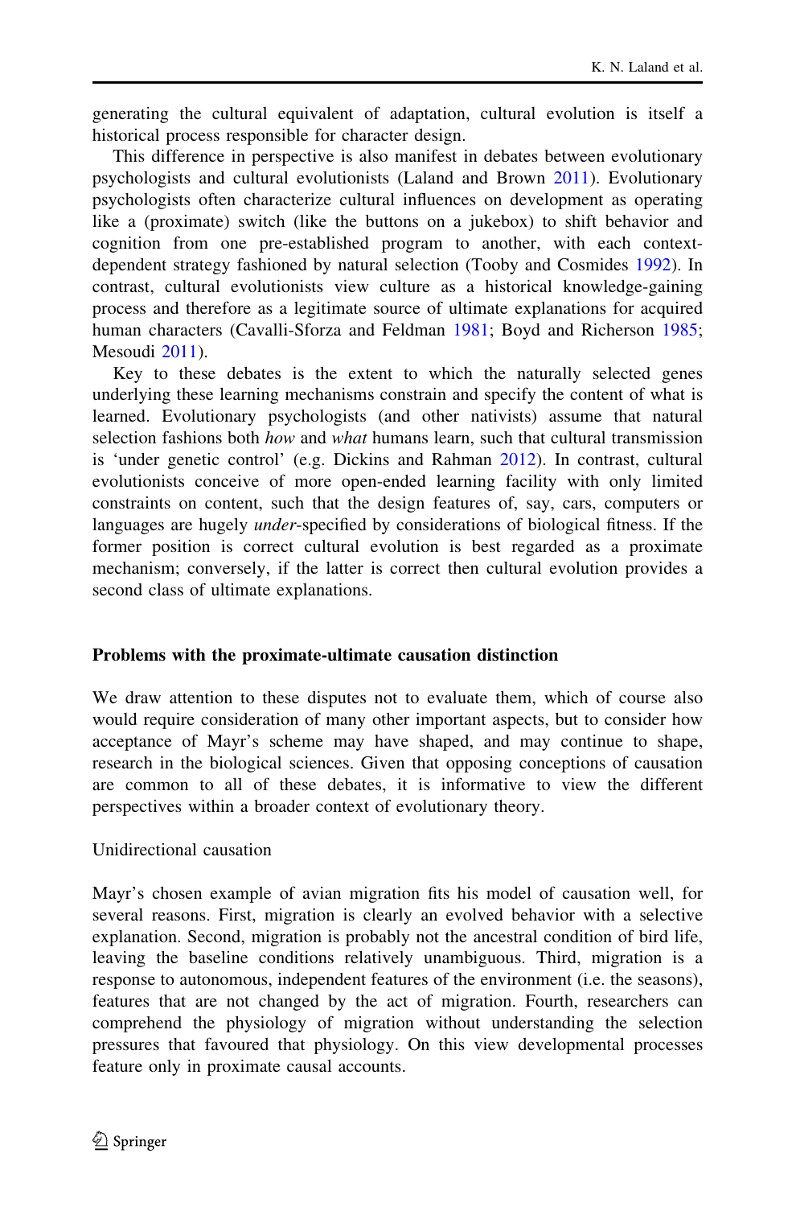generating the cultural equivalent of adaptation, cultural evolution is itself a historical process responsible for character design.

This difference in perspective is also manifest in debates between evolutionary psychologists and cultural evolutionists (Laland and Brown 2011). Evolutionary psychologists often characterize cultural influences on development as operating like a (proximate) switch (like the buttons on a jukebox) to shift behavior and cognition from one pre-established program to another, with each context-dependent strategy fashioned by natural selection (Tooby and Cosmides 1992). In contrast, cultural evolutionists view culture as a historical knowledge-gaining process and therefore as a legitimate source of ultimate explanations for acquired human characters (Cavalli-Sforza and Feldman 1981; Boyd and Richerson 1985; Mesoudi 2011).

Key to these debates is the extent to which the naturally selected genes underlying these learning mechanisms constrain and specify the content of what is learned. Evolutionary psychologists (and other nativists) assume that natural selection fashions both *how* and *what* humans learn, such that cultural transmission is 'under genetic control' (e.g. Dickins and Rahman 2012). In contrast, cultural evolutionists conceive of more open-ended learning facility with only limited constraints on content, such that the design features of, say, cars, computers or languages are hugely *under*-specified by considerations of biological fitness. If the former position is correct cultural evolution is best regarded as a proximate mechanism; conversely, if the latter is correct then cultural evolution provides a second class of ultimate explanations.

## Problems with the proximate-ultimate causation distinction

We draw attention to these disputes not to evaluate them, which of course also would require consideration of many other important aspects, but to consider how acceptance of Mayr's scheme may have shaped, and may continue to shape, research in the biological sciences. Given that opposing conceptions of causation are common to all of these debates, it is informative to view the different perspectives within a broader context of evolutionary theory.

### Unidirectional causation

Mayr's chosen example of avian migration fits his model of causation well, for several reasons. First, migration is clearly an evolved behavior with a selective explanation. Second, migration is probably not the ancestral condition of bird life, leaving the baseline conditions relatively unambiguous. Third, migration is a response to autonomous, independent features of the environment (i.e. the seasons), features that are not changed by the act of migration. Fourth, researchers can comprehend the physiology of migration without understanding the selection pressures that favoured that physiology. On this view developmental processes feature only in proximate causal accounts.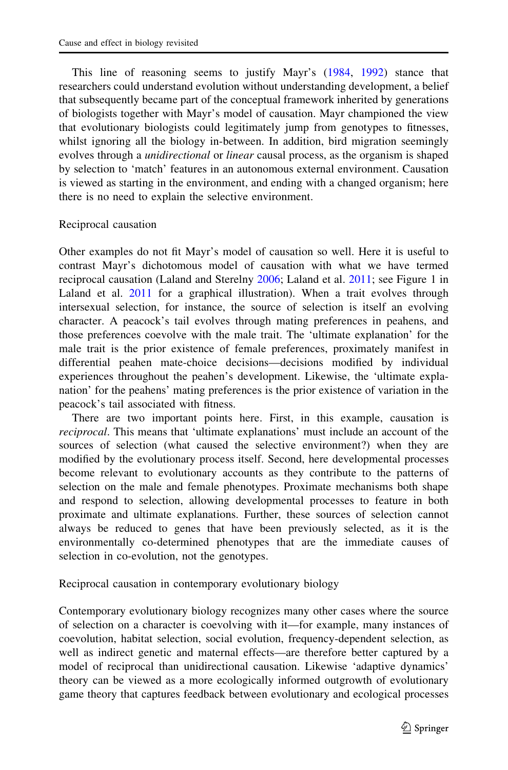This line of reasoning seems to justify Mayr's (1984, 1992) stance that researchers could understand evolution without understanding development, a belief that subsequently became part of the conceptual framework inherited by generations of biologists together with Mayr's model of causation. Mayr championed the view that evolutionary biologists could legitimately jump from genotypes to fitnesses, whilst ignoring all the biology in-between. In addition, bird migration seemingly evolves through a *unidirectional* or *linear* causal process, as the organism is shaped by selection to 'match' features in an autonomous external environment. Causation is viewed as starting in the environment, and ending with a changed organism; here there is no need to explain the selective environment.

## Reciprocal causation

Other examples do not fit Mayr's model of causation so well. Here it is useful to contrast Mayr's dichotomous model of causation with what we have termed reciprocal causation (Laland and Sterelny 2006; Laland et al. 2011; see Figure 1 in Laland et al. 2011 for a graphical illustration). When a trait evolves through intersexual selection, for instance, the source of selection is itself an evolving character. A peacock's tail evolves through mating preferences in peahens, and those preferences coevolve with the male trait. The 'ultimate explanation' for the male trait is the prior existence of female preferences, proximately manifest in differential peahen mate-choice decisions—decisions modified by individual experiences throughout the peahen's development. Likewise, the 'ultimate explanation' for the peahens' mating preferences is the prior existence of variation in the peacock's tail associated with fitness.

There are two important points here. First, in this example, causation is *reciprocal*. This means that 'ultimate explanations' must include an account of the sources of selection (what caused the selective environment?) when they are modified by the evolutionary process itself. Second, here developmental processes become relevant to evolutionary accounts as they contribute to the patterns of selection on the male and female phenotypes. Proximate mechanisms both shape and respond to selection, allowing developmental processes to feature in both proximate and ultimate explanations. Further, these sources of selection cannot always be reduced to genes that have been previously selected, as it is the environmentally co-determined phenotypes that are the immediate causes of selection in co-evolution, not the genotypes.

## Reciprocal causation in contemporary evolutionary biology

Contemporary evolutionary biology recognizes many other cases where the source of selection on a character is coevolving with it—for example, many instances of coevolution, habitat selection, social evolution, frequency-dependent selection, as well as indirect genetic and maternal effects—are therefore better captured by a model of reciprocal than unidirectional causation. Likewise 'adaptive dynamics' theory can be viewed as a more ecologically informed outgrowth of evolutionary game theory that captures feedback between evolutionary and ecological processes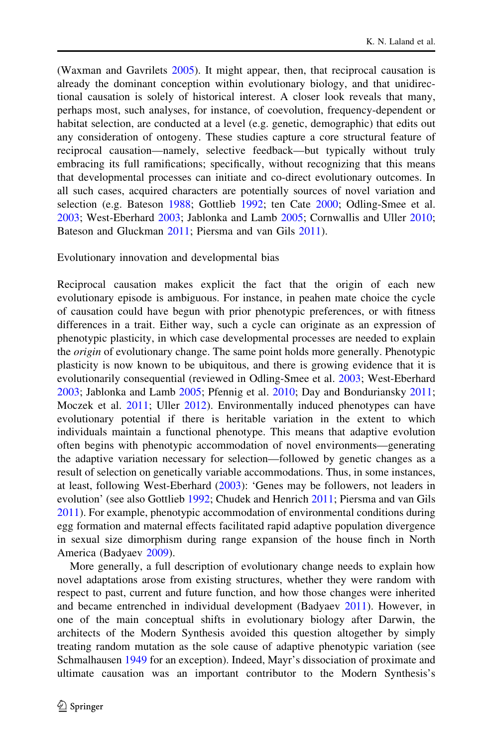(Waxman and Gavrilets 2005). It might appear, then, that reciprocal causation is already the dominant conception within evolutionary biology, and that unidirectional causation is solely of historical interest. A closer look reveals that many, perhaps most, such analyses, for instance, of coevolution, frequency-dependent or habitat selection, are conducted at a level (e.g. genetic, demographic) that edits out any consideration of ontogeny. These studies capture a core structural feature of reciprocal causation—namely, selective feedback—but typically without truly embracing its full ramifications; specifically, without recognizing that this means that developmental processes can initiate and co-direct evolutionary outcomes. In all such cases, acquired characters are potentially sources of novel variation and selection (e.g. Bateson 1988; Gottlieb 1992; ten Cate 2000; Odling-Smee et al. 2003; West-Eberhard 2003; Jablonka and Lamb 2005; Cornwallis and Uller 2010; Bateson and Gluckman 2011; Piersma and van Gils 2011).

## Evolutionary innovation and developmental bias

Reciprocal causation makes explicit the fact that the origin of each new evolutionary episode is ambiguous. For instance, in peahen mate choice the cycle of causation could have begun with prior phenotypic preferences, or with fitness differences in a trait. Either way, such a cycle can originate as an expression of phenotypic plasticity, in which case developmental processes are needed to explain the *origin* of evolutionary change. The same point holds more generally. Phenotypic plasticity is now known to be ubiquitous, and there is growing evidence that it is evolutionarily consequential (reviewed in Odling-Smee et al. 2003; West-Eberhard 2003; Jablonka and Lamb 2005; Pfennig et al. 2010; Day and Bonduriansky 2011; Moczek et al. 2011; Uller 2012). Environmentally induced phenotypes can have evolutionary potential if there is heritable variation in the extent to which individuals maintain a functional phenotype. This means that adaptive evolution often begins with phenotypic accommodation of novel environments—generating the adaptive variation necessary for selection—followed by genetic changes as a result of selection on genetically variable accommodations. Thus, in some instances, at least, following West-Eberhard (2003): 'Genes may be followers, not leaders in evolution' (see also Gottlieb 1992; Chudek and Henrich 2011; Piersma and van Gils 2011). For example, phenotypic accommodation of environmental conditions during egg formation and maternal effects facilitated rapid adaptive population divergence in sexual size dimorphism during range expansion of the house finch in North America (Badyaev 2009).

More generally, a full description of evolutionary change needs to explain how novel adaptations arose from existing structures, whether they were random with respect to past, current and future function, and how those changes were inherited and became entrenched in individual development (Badyaev 2011). However, in one of the main conceptual shifts in evolutionary biology after Darwin, the architects of the Modern Synthesis avoided this question altogether by simply treating random mutation as the sole cause of adaptive phenotypic variation (see Schmalhausen 1949 for an exception). Indeed, Mayr's dissociation of proximate and ultimate causation was an important contributor to the Modern Synthesis's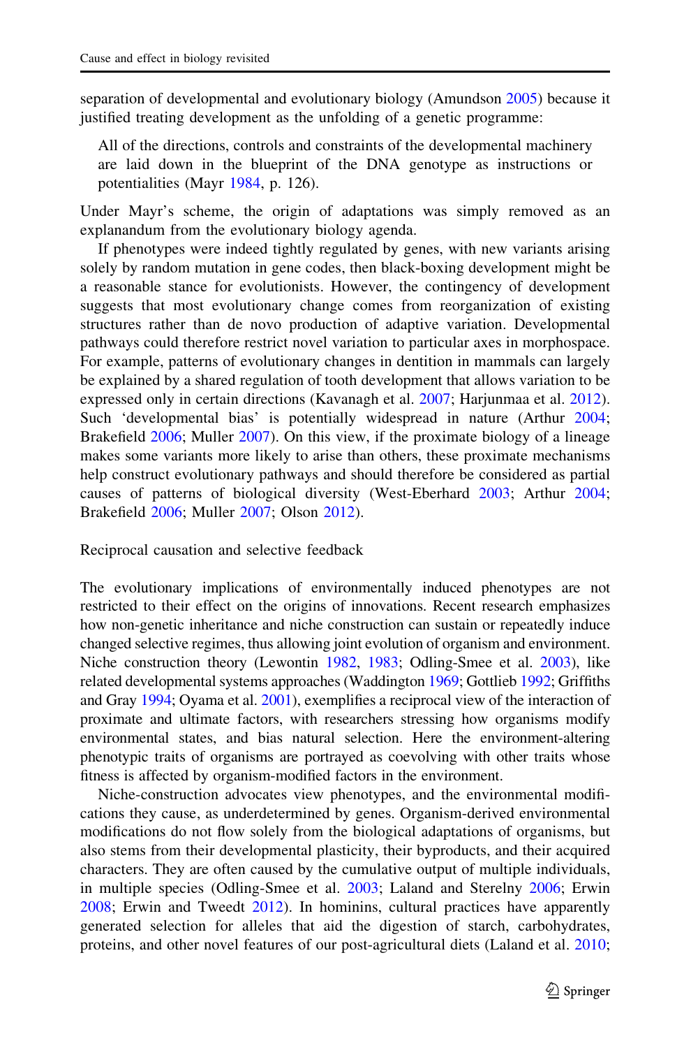separation of developmental and evolutionary biology (Amundson 2005) because it justified treating development as the unfolding of a genetic programme:

> All of the directions, controls and constraints of the developmental machinery are laid down in the blueprint of the DNA genotype as instructions or potentialities (Mayr 1984, p. 126).

Under Mayr's scheme, the origin of adaptations was simply removed as an explanandum from the evolutionary biology agenda.

If phenotypes were indeed tightly regulated by genes, with new variants arising solely by random mutation in gene codes, then black-boxing development might be a reasonable stance for evolutionists. However, the contingency of development suggests that most evolutionary change comes from reorganization of existing structures rather than de novo production of adaptive variation. Developmental pathways could therefore restrict novel variation to particular axes in morphospace. For example, patterns of evolutionary changes in dentition in mammals can largely be explained by a shared regulation of tooth development that allows variation to be expressed only in certain directions (Kavanagh et al. 2007; Harjunmaa et al. 2012). Such 'developmental bias' is potentially widespread in nature (Arthur 2004; Brakefield 2006; Muller 2007). On this view, if the proximate biology of a lineage makes some variants more likely to arise than others, these proximate mechanisms help construct evolutionary pathways and should therefore be considered as partial causes of patterns of biological diversity (West-Eberhard 2003; Arthur 2004; Brakefield 2006; Muller 2007; Olson 2012).

## Reciprocal causation and selective feedback

The evolutionary implications of environmentally induced phenotypes are not restricted to their effect on the origins of innovations. Recent research emphasizes how non-genetic inheritance and niche construction can sustain or repeatedly induce changed selective regimes, thus allowing joint evolution of organism and environment. Niche construction theory (Lewontin 1982, 1983; Odling-Smee et al. 2003), like related developmental systems approaches (Waddington 1969; Gottlieb 1992; Griffiths and Gray 1994; Oyama et al. 2001), exemplifies a reciprocal view of the interaction of proximate and ultimate factors, with researchers stressing how organisms modify environmental states, and bias natural selection. Here the environment-altering phenotypic traits of organisms are portrayed as coevolving with other traits whose fitness is affected by organism-modified factors in the environment.

Niche-construction advocates view phenotypes, and the environmental modifications they cause, as underdetermined by genes. Organism-derived environmental modifications do not flow solely from the biological adaptations of organisms, but also stems from their developmental plasticity, their byproducts, and their acquired characters. They are often caused by the cumulative output of multiple individuals, in multiple species (Odling-Smee et al. 2003; Laland and Sterelny 2006; Erwin 2008; Erwin and Tweedt 2012). In hominins, cultural practices have apparently generated selection for alleles that aid the digestion of starch, carbohydrates, proteins, and other novel features of our post-agricultural diets (Laland et al. 2010;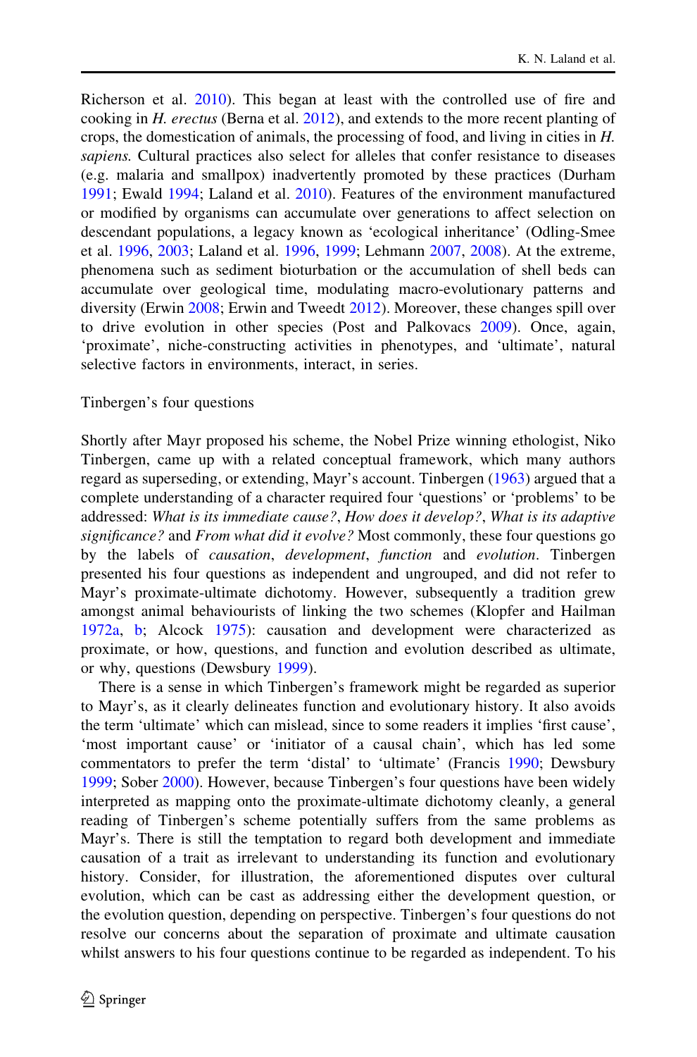Richerson et al. 2010). This began at least with the controlled use of fire and cooking in *H. erectus* (Berna et al. 2012), and extends to the more recent planting of crops, the domestication of animals, the processing of food, and living in cities in *H. sapiens*. Cultural practices also select for alleles that confer resistance to diseases (e.g. malaria and smallpox) inadvertently promoted by these practices (Durham 1991; Ewald 1994; Laland et al. 2010). Features of the environment manufactured or modified by organisms can accumulate over generations to affect selection on descendant populations, a legacy known as 'ecological inheritance' (Odling-Smee et al. 1996, 2003; Laland et al. 1996, 1999; Lehmann 2007, 2008). At the extreme, phenomena such as sediment bioturbation or the accumulation of shell beds can accumulate over geological time, modulating macro-evolutionary patterns and diversity (Erwin 2008; Erwin and Tweedt 2012). Moreover, these changes spill over to drive evolution in other species (Post and Palkovacs 2009). Once, again, 'proximate', niche-constructing activities in phenotypes, and 'ultimate', natural selective factors in environments, interact, in series.

## Tinbergen's four questions

Shortly after Mayr proposed his scheme, the Nobel Prize winning ethologist, Niko Tinbergen, came up with a related conceptual framework, which many authors regard as superseding, or extending, Mayr's account. Tinbergen (1963) argued that a complete understanding of a character required four 'questions' or 'problems' to be addressed: *What is its immediate cause?*, *How does it develop?*, *What is its adaptive significance?* and *From what did it evolve?* Most commonly, these four questions go by the labels of *causation*, *development*, *function* and *evolution*. Tinbergen presented his four questions as independent and ungrouped, and did not refer to Mayr's proximate-ultimate dichotomy. However, subsequently a tradition grew amongst animal behaviourists of linking the two schemes (Klopfer and Hailman 1972a, b; Alcock 1975): causation and development were characterized as proximate, or how, questions, and function and evolution described as ultimate, or why, questions (Dewsbury 1999).

There is a sense in which Tinbergen's framework might be regarded as superior to Mayr's, as it clearly delineates function and evolutionary history. It also avoids the term 'ultimate' which can mislead, since to some readers it implies 'first cause', 'most important cause' or 'initiator of a causal chain', which has led some commentators to prefer the term 'distal' to 'ultimate' (Francis 1990; Dewsbury 1999; Sober 2000). However, because Tinbergen's four questions have been widely interpreted as mapping onto the proximate-ultimate dichotomy cleanly, a general reading of Tinbergen's scheme potentially suffers from the same problems as Mayr's. There is still the temptation to regard both development and immediate causation of a trait as irrelevant to understanding its function and evolutionary history. Consider, for illustration, the aforementioned disputes over cultural evolution, which can be cast as addressing either the development question, or the evolution question, depending on perspective. Tinbergen's four questions do not resolve our concerns about the separation of proximate and ultimate causation whilst answers to his four questions continue to be regarded as independent. To his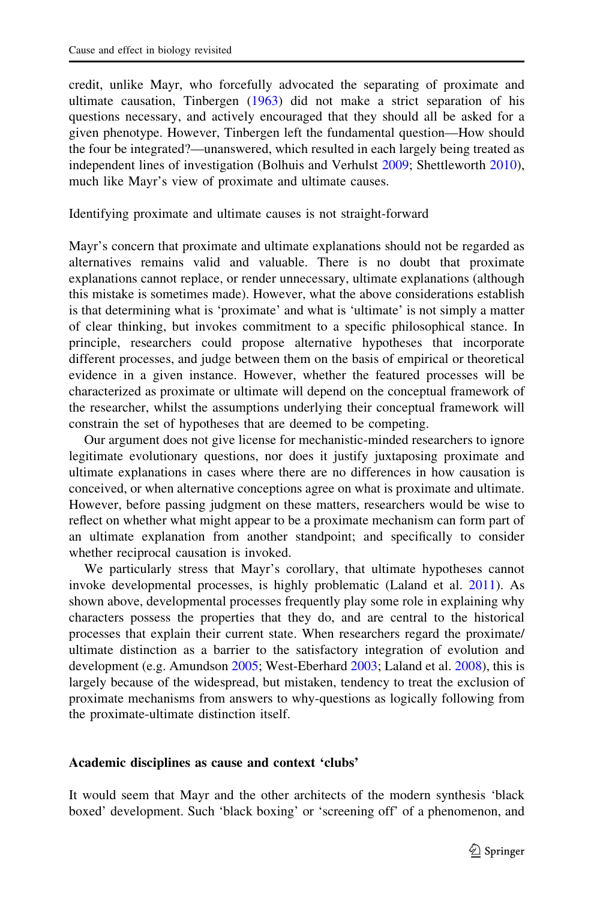credit, unlike Mayr, who forcefully advocated the separating of proximate and ultimate causation, Tinbergen (1963) did not make a strict separation of his questions necessary, and actively encouraged that they should all be asked for a given phenotype. However, Tinbergen left the fundamental question—How should the four be integrated?—unanswered, which resulted in each largely being treated as independent lines of investigation (Bolhuis and Verhulst 2009; Shettleworth 2010), much like Mayr's view of proximate and ultimate causes.

Identifying proximate and ultimate causes is not straight-forward

Mayr's concern that proximate and ultimate explanations should not be regarded as alternatives remains valid and valuable. There is no doubt that proximate explanations cannot replace, or render unnecessary, ultimate explanations (although this mistake is sometimes made). However, what the above considerations establish is that determining what is 'proximate' and what is 'ultimate' is not simply a matter of clear thinking, but invokes commitment to a specific philosophical stance. In principle, researchers could propose alternative hypotheses that incorporate different processes, and judge between them on the basis of empirical or theoretical evidence in a given instance. However, whether the featured processes will be characterized as proximate or ultimate will depend on the conceptual framework of the researcher, whilst the assumptions underlying their conceptual framework will constrain the set of hypotheses that are deemed to be competing.

Our argument does not give license for mechanistic-minded researchers to ignore legitimate evolutionary questions, nor does it justify juxtaposing proximate and ultimate explanations in cases where there are no differences in how causation is conceived, or when alternative conceptions agree on what is proximate and ultimate. However, before passing judgment on these matters, researchers would be wise to reflect on whether what might appear to be a proximate mechanism can form part of an ultimate explanation from another standpoint; and specifically to consider whether reciprocal causation is invoked.

We particularly stress that Mayr's corollary, that ultimate hypotheses cannot invoke developmental processes, is highly problematic (Laland et al. 2011). As shown above, developmental processes frequently play some role in explaining why characters possess the properties that they do, and are central to the historical processes that explain their current state. When researchers regard the proximate/ultimate distinction as a barrier to the satisfactory integration of evolution and development (e.g. Amundson 2005; West-Eberhard 2003; Laland et al. 2008), this is largely because of the widespread, but mistaken, tendency to treat the exclusion of proximate mechanisms from answers to why-questions as logically following from the proximate-ultimate distinction itself.

## Academic disciplines as cause and context 'clubs'

It would seem that Mayr and the other architects of the modern synthesis 'black boxed' development. Such 'black boxing' or 'screening off' of a phenomenon, and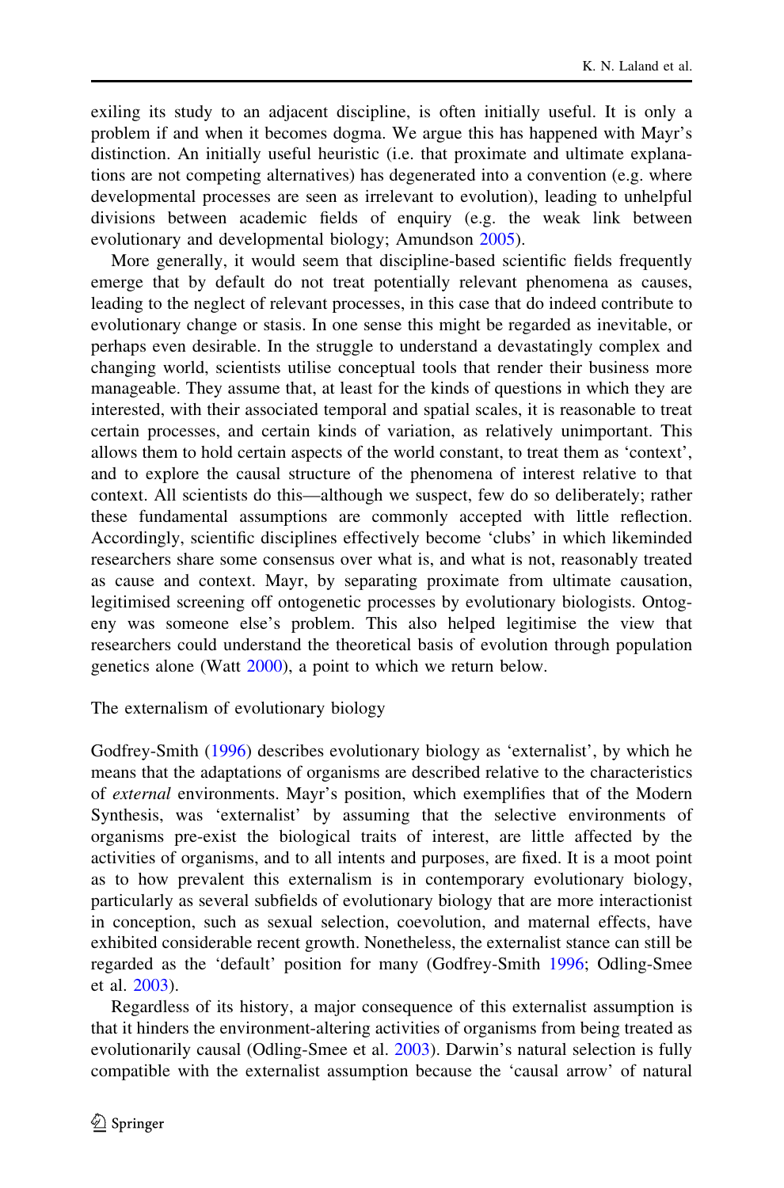exiling its study to an adjacent discipline, is often initially useful. It is only a problem if and when it becomes dogma. We argue this has happened with Mayr's distinction. An initially useful heuristic (i.e. that proximate and ultimate explanations are not competing alternatives) has degenerated into a convention (e.g. where developmental processes are seen as irrelevant to evolution), leading to unhelpful divisions between academic fields of enquiry (e.g. the weak link between evolutionary and developmental biology; Amundson 2005).

More generally, it would seem that discipline-based scientific fields frequently emerge that by default do not treat potentially relevant phenomena as causes, leading to the neglect of relevant processes, in this case that do indeed contribute to evolutionary change or stasis. In one sense this might be regarded as inevitable, or perhaps even desirable. In the struggle to understand a devastatingly complex and changing world, scientists utilise conceptual tools that render their business more manageable. They assume that, at least for the kinds of questions in which they are interested, with their associated temporal and spatial scales, it is reasonable to treat certain processes, and certain kinds of variation, as relatively unimportant. This allows them to hold certain aspects of the world constant, to treat them as 'context', and to explore the causal structure of the phenomena of interest relative to that context. All scientists do this—although we suspect, few do so deliberately; rather these fundamental assumptions are commonly accepted with little reflection. Accordingly, scientific disciplines effectively become 'clubs' in which likeminded researchers share some consensus over what is, and what is not, reasonably treated as cause and context. Mayr, by separating proximate from ultimate causation, legitimised screening off ontogenetic processes by evolutionary biologists. Ontogeny was someone else's problem. This also helped legitimise the view that researchers could understand the theoretical basis of evolution through population genetics alone (Watt 2000), a point to which we return below.

## The externalism of evolutionary biology

Godfrey-Smith (1996) describes evolutionary biology as 'externalist', by which he means that the adaptations of organisms are described relative to the characteristics of *external* environments. Mayr's position, which exemplifies that of the Modern Synthesis, was 'externalist' by assuming that the selective environments of organisms pre-exist the biological traits of interest, are little affected by the activities of organisms, and to all intents and purposes, are fixed. It is a moot point as to how prevalent this externalism is in contemporary evolutionary biology, particularly as several subfields of evolutionary biology that are more interactionist in conception, such as sexual selection, coevolution, and maternal effects, have exhibited considerable recent growth. Nonetheless, the externalist stance can still be regarded as the 'default' position for many (Godfrey-Smith 1996; Odling-Smee et al. 2003).

Regardless of its history, a major consequence of this externalist assumption is that it hinders the environment-altering activities of organisms from being treated as evolutionarily causal (Odling-Smee et al. 2003). Darwin's natural selection is fully compatible with the externalist assumption because the 'causal arrow' of natural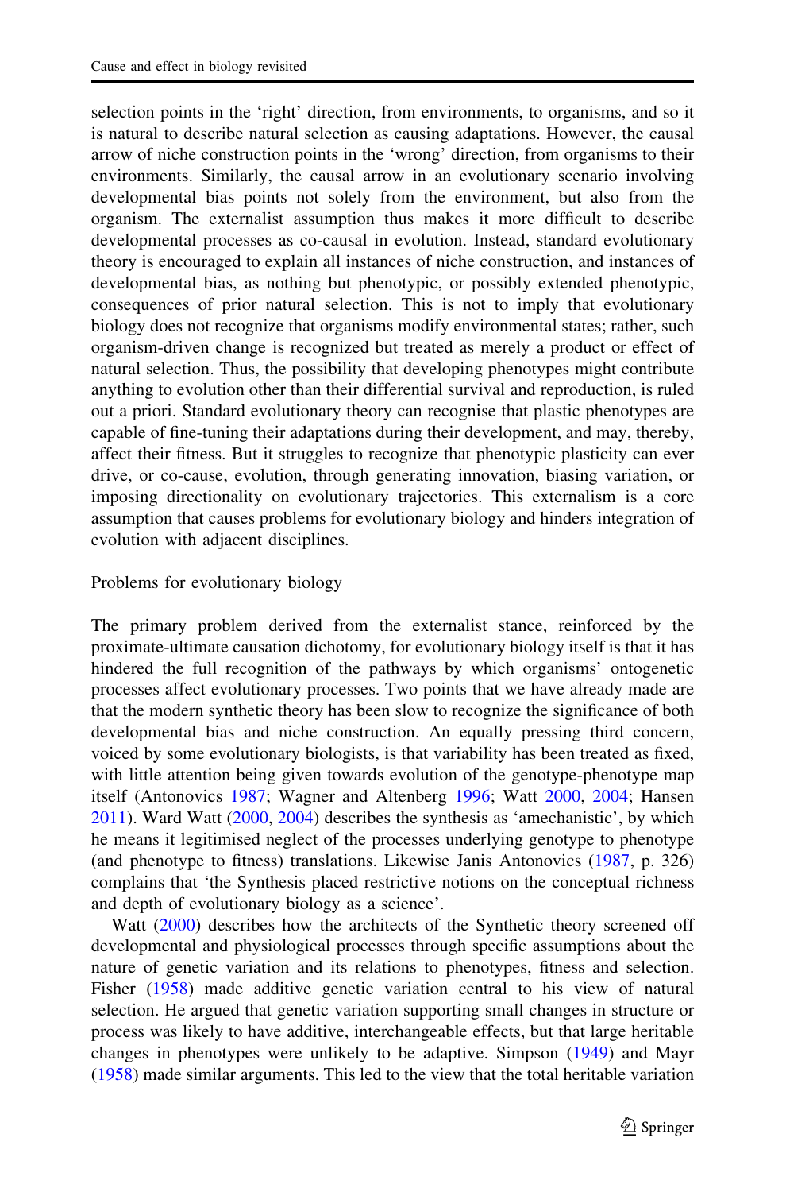selection points in the 'right' direction, from environments, to organisms, and so it is natural to describe natural selection as causing adaptations. However, the causal arrow of niche construction points in the 'wrong' direction, from organisms to their environments. Similarly, the causal arrow in an evolutionary scenario involving developmental bias points not solely from the environment, but also from the organism. The externalist assumption thus makes it more difficult to describe developmental processes as co-causal in evolution. Instead, standard evolutionary theory is encouraged to explain all instances of niche construction, and instances of developmental bias, as nothing but phenotypic, or possibly extended phenotypic, consequences of prior natural selection. This is not to imply that evolutionary biology does not recognize that organisms modify environmental states; rather, such organism-driven change is recognized but treated as merely a product or effect of natural selection. Thus, the possibility that developing phenotypes might contribute anything to evolution other than their differential survival and reproduction, is ruled out a priori. Standard evolutionary theory can recognise that plastic phenotypes are capable of fine-tuning their adaptations during their development, and may, thereby, affect their fitness. But it struggles to recognize that phenotypic plasticity can ever drive, or co-cause, evolution, through generating innovation, biasing variation, or imposing directionality on evolutionary trajectories. This externalism is a core assumption that causes problems for evolutionary biology and hinders integration of evolution with adjacent disciplines.

## Problems for evolutionary biology

The primary problem derived from the externalist stance, reinforced by the proximate-ultimate causation dichotomy, for evolutionary biology itself is that it has hindered the full recognition of the pathways by which organisms' ontogenetic processes affect evolutionary processes. Two points that we have already made are that the modern synthetic theory has been slow to recognize the significance of both developmental bias and niche construction. An equally pressing third concern, voiced by some evolutionary biologists, is that variability has been treated as fixed, with little attention being given towards evolution of the genotype-phenotype map itself (Antonovics 1987; Wagner and Altenberg 1996; Watt 2000, 2004; Hansen 2011). Ward Watt (2000, 2004) describes the synthesis as 'amechanistic', by which he means it legitimised neglect of the processes underlying genotype to phenotype (and phenotype to fitness) translations. Likewise Janis Antonovics (1987, p. 326) complains that 'the Synthesis placed restrictive notions on the conceptual richness and depth of evolutionary biology as a science'.

Watt (2000) describes how the architects of the Synthetic theory screened off developmental and physiological processes through specific assumptions about the nature of genetic variation and its relations to phenotypes, fitness and selection. Fisher (1958) made additive genetic variation central to his view of natural selection. He argued that genetic variation supporting small changes in structure or process was likely to have additive, interchangeable effects, but that large heritable changes in phenotypes were unlikely to be adaptive. Simpson (1949) and Mayr (1958) made similar arguments. This led to the view that the total heritable variation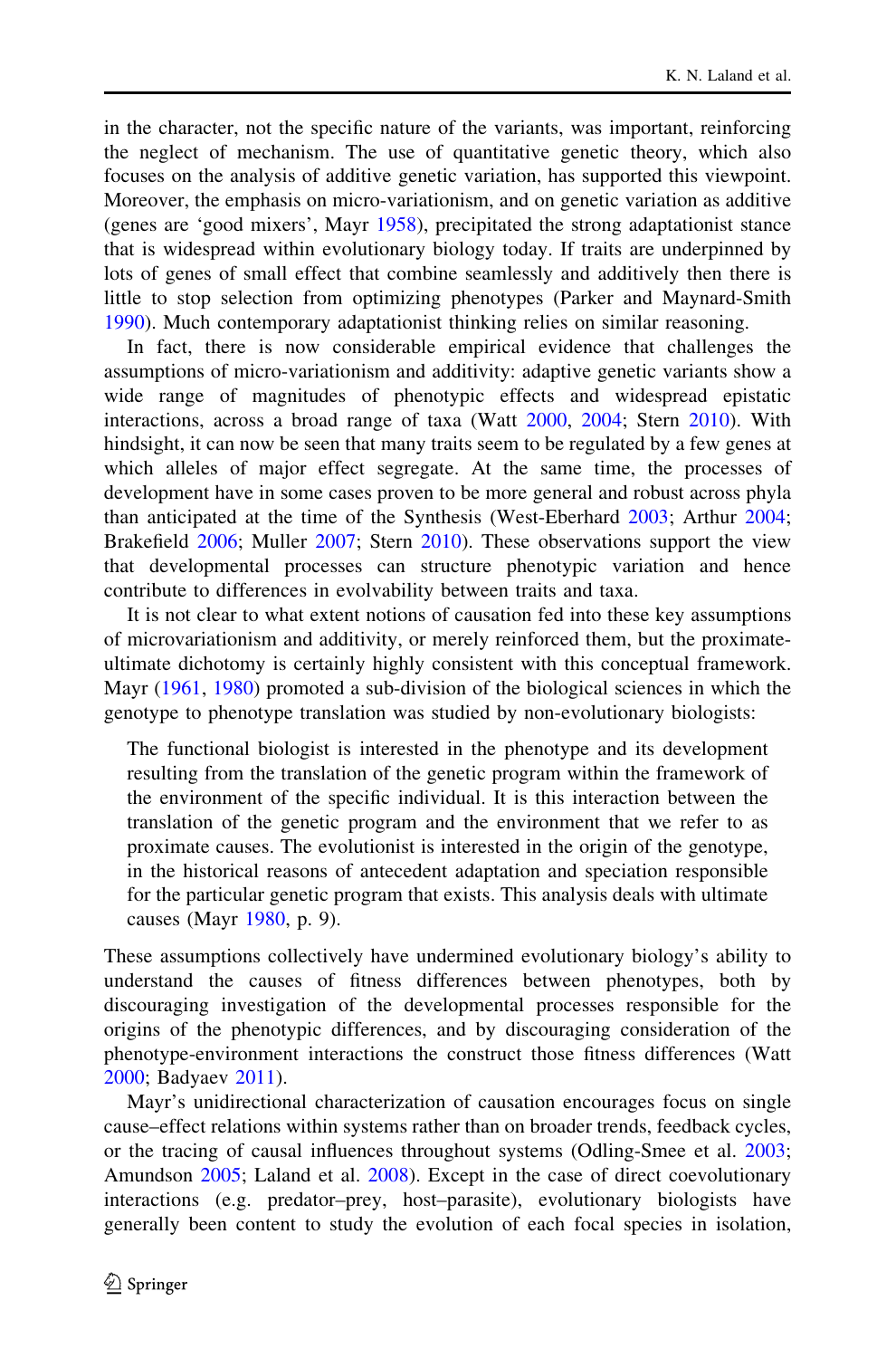in the character, not the specific nature of the variants, was important, reinforcing the neglect of mechanism. The use of quantitative genetic theory, which also focuses on the analysis of additive genetic variation, has supported this viewpoint. Moreover, the emphasis on micro-variationism, and on genetic variation as additive (genes are 'good mixers', Mayr 1958), precipitated the strong adaptationist stance that is widespread within evolutionary biology today. If traits are underpinned by lots of genes of small effect that combine seamlessly and additively then there is little to stop selection from optimizing phenotypes (Parker and Maynard-Smith 1990). Much contemporary adaptationist thinking relies on similar reasoning.

In fact, there is now considerable empirical evidence that challenges the assumptions of micro-variationism and additivity: adaptive genetic variants show a wide range of magnitudes of phenotypic effects and widespread epistatic interactions, across a broad range of taxa (Watt 2000, 2004; Stern 2010). With hindsight, it can now be seen that many traits seem to be regulated by a few genes at which alleles of major effect segregate. At the same time, the processes of development have in some cases proven to be more general and robust across phyla than anticipated at the time of the Synthesis (West-Eberhard 2003; Arthur 2004; Brakefield 2006; Muller 2007; Stern 2010). These observations support the view that developmental processes can structure phenotypic variation and hence contribute to differences in evolvability between traits and taxa.

It is not clear to what extent notions of causation fed into these key assumptions of microvariationism and additivity, or merely reinforced them, but the proximate-ultimate dichotomy is certainly highly consistent with this conceptual framework. Mayr (1961, 1980) promoted a sub-division of the biological sciences in which the genotype to phenotype translation was studied by non-evolutionary biologists:

> The functional biologist is interested in the phenotype and its development resulting from the translation of the genetic program within the framework of the environment of the specific individual. It is this interaction between the translation of the genetic program and the environment that we refer to as proximate causes. The evolutionist is interested in the origin of the genotype, in the historical reasons of antecedent adaptation and speciation responsible for the particular genetic program that exists. This analysis deals with ultimate causes (Mayr 1980, p. 9).

These assumptions collectively have undermined evolutionary biology's ability to understand the causes of fitness differences between phenotypes, both by discouraging investigation of the developmental processes responsible for the origins of the phenotypic differences, and by discouraging consideration of the phenotype-environment interactions the construct those fitness differences (Watt 2000; Badyaev 2011).

Mayr's unidirectional characterization of causation encourages focus on single cause–effect relations within systems rather than on broader trends, feedback cycles, or the tracing of causal influences throughout systems (Odling-Smee et al. 2003; Amundson 2005; Laland et al. 2008). Except in the case of direct coevolutionary interactions (e.g. predator–prey, host–parasite), evolutionary biologists have generally been content to study the evolution of each focal species in isolation,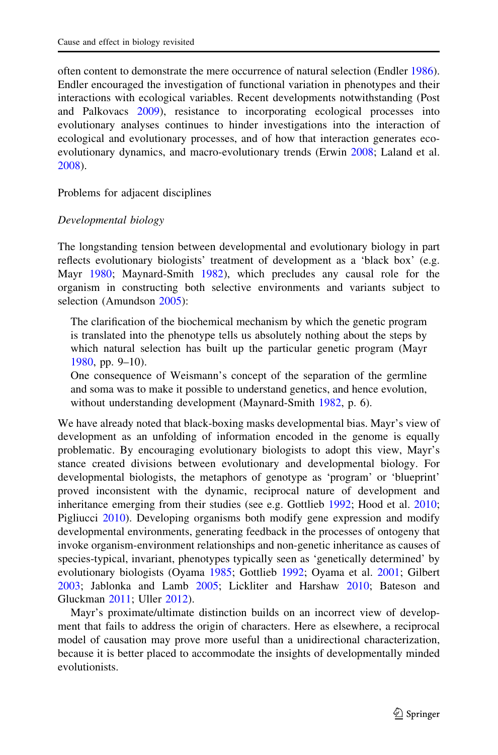often content to demonstrate the mere occurrence of natural selection (Endler 1986). Endler encouraged the investigation of functional variation in phenotypes and their interactions with ecological variables. Recent developments notwithstanding (Post and Palkovacs 2009), resistance to incorporating ecological processes into evolutionary analyses continues to hinder investigations into the interaction of ecological and evolutionary processes, and of how that interaction generates eco-evolutionary dynamics, and macro-evolutionary trends (Erwin 2008; Laland et al. 2008).

## Problems for adjacent disciplines

### *Developmental biology*

The longstanding tension between developmental and evolutionary biology in part reflects evolutionary biologists' treatment of development as a 'black box' (e.g. Mayr 1980; Maynard-Smith 1982), which precludes any causal role for the organism in constructing both selective environments and variants subject to selection (Amundson 2005):

> The clarification of the biochemical mechanism by which the genetic program is translated into the phenotype tells us absolutely nothing about the steps by which natural selection has built up the particular genetic program (Mayr 1980, pp. 9–10).
>
> One consequence of Weismann's concept of the separation of the germline and soma was to make it possible to understand genetics, and hence evolution, without understanding development (Maynard-Smith 1982, p. 6).

We have already noted that black-boxing masks developmental bias. Mayr's view of development as an unfolding of information encoded in the genome is equally problematic. By encouraging evolutionary biologists to adopt this view, Mayr's stance created divisions between evolutionary and developmental biology. For developmental biologists, the metaphors of genotype as 'program' or 'blueprint' proved inconsistent with the dynamic, reciprocal nature of development and inheritance emerging from their studies (see e.g. Gottlieb 1992; Hood et al. 2010; Pigliucci 2010). Developing organisms both modify gene expression and modify developmental environments, generating feedback in the processes of ontogeny that invoke organism-environment relationships and non-genetic inheritance as causes of species-typical, invariant, phenotypes typically seen as 'genetically determined' by evolutionary biologists (Oyama 1985; Gottlieb 1992; Oyama et al. 2001; Gilbert 2003; Jablonka and Lamb 2005; Lickliter and Harshaw 2010; Bateson and Gluckman 2011; Uller 2012).

Mayr's proximate/ultimate distinction builds on an incorrect view of development that fails to address the origin of characters. Here as elsewhere, a reciprocal model of causation may prove more useful than a unidirectional characterization, because it is better placed to accommodate the insights of developmentally minded evolutionists.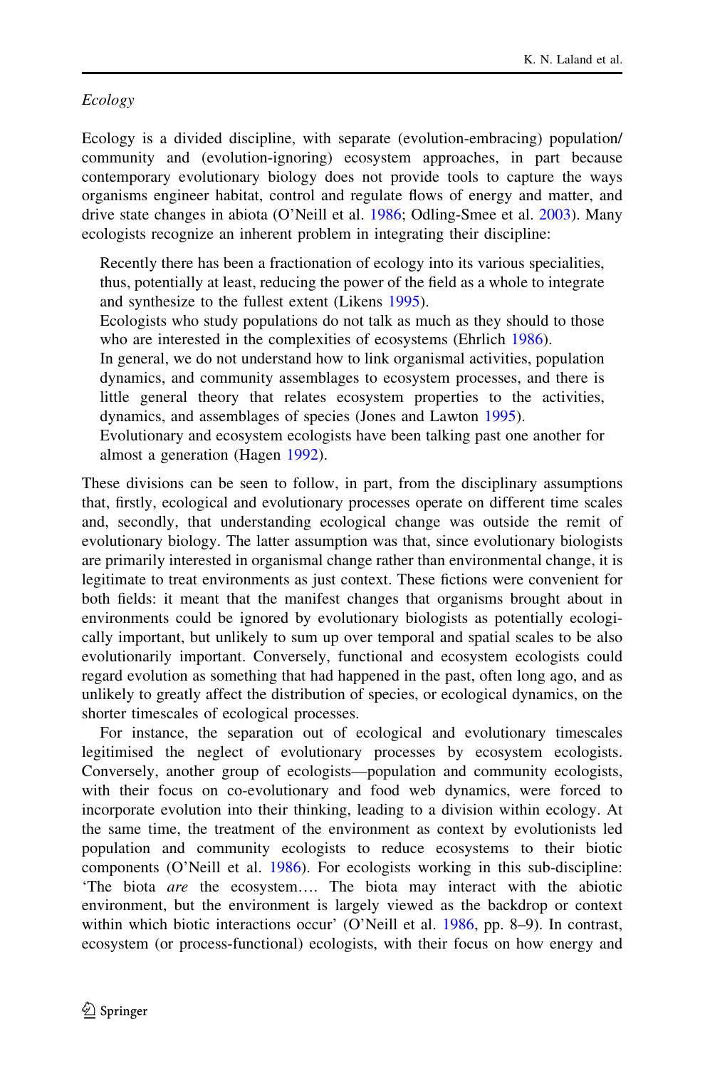*Ecology*

Ecology is a divided discipline, with separate (evolution-embracing) population/community and (evolution-ignoring) ecosystem approaches, in part because contemporary evolutionary biology does not provide tools to capture the ways organisms engineer habitat, control and regulate flows of energy and matter, and drive state changes in abiota (O'Neill et al. 1986; Odling-Smee et al. 2003). Many ecologists recognize an inherent problem in integrating their discipline:

> Recently there has been a fractionation of ecology into its various specialities, thus, potentially at least, reducing the power of the field as a whole to integrate and synthesize to the fullest extent (Likens 1995).
>
> Ecologists who study populations do not talk as much as they should to those who are interested in the complexities of ecosystems (Ehrlich 1986).
>
> In general, we do not understand how to link organismal activities, population dynamics, and community assemblages to ecosystem processes, and there is little general theory that relates ecosystem properties to the activities, dynamics, and assemblages of species (Jones and Lawton 1995).
>
> Evolutionary and ecosystem ecologists have been talking past one another for almost a generation (Hagen 1992).

These divisions can be seen to follow, in part, from the disciplinary assumptions that, firstly, ecological and evolutionary processes operate on different time scales and, secondly, that understanding ecological change was outside the remit of evolutionary biology. The latter assumption was that, since evolutionary biologists are primarily interested in organismal change rather than environmental change, it is legitimate to treat environments as just context. These fictions were convenient for both fields: it meant that the manifest changes that organisms brought about in environments could be ignored by evolutionary biologists as potentially ecologically important, but unlikely to sum up over temporal and spatial scales to be also evolutionarily important. Conversely, functional and ecosystem ecologists could regard evolution as something that had happened in the past, often long ago, and as unlikely to greatly affect the distribution of species, or ecological dynamics, on the shorter timescales of ecological processes.

For instance, the separation out of ecological and evolutionary timescales legitimised the neglect of evolutionary processes by ecosystem ecologists. Conversely, another group of ecologists—population and community ecologists, with their focus on co-evolutionary and food web dynamics, were forced to incorporate evolution into their thinking, leading to a division within ecology. At the same time, the treatment of the environment as context by evolutionists led population and community ecologists to reduce ecosystems to their biotic components (O'Neill et al. 1986). For ecologists working in this sub-discipline: 'The biota *are* the ecosystem…. The biota may interact with the abiotic environment, but the environment is largely viewed as the backdrop or context within which biotic interactions occur' (O'Neill et al. 1986, pp. 8–9). In contrast, ecosystem (or process-functional) ecologists, with their focus on how energy and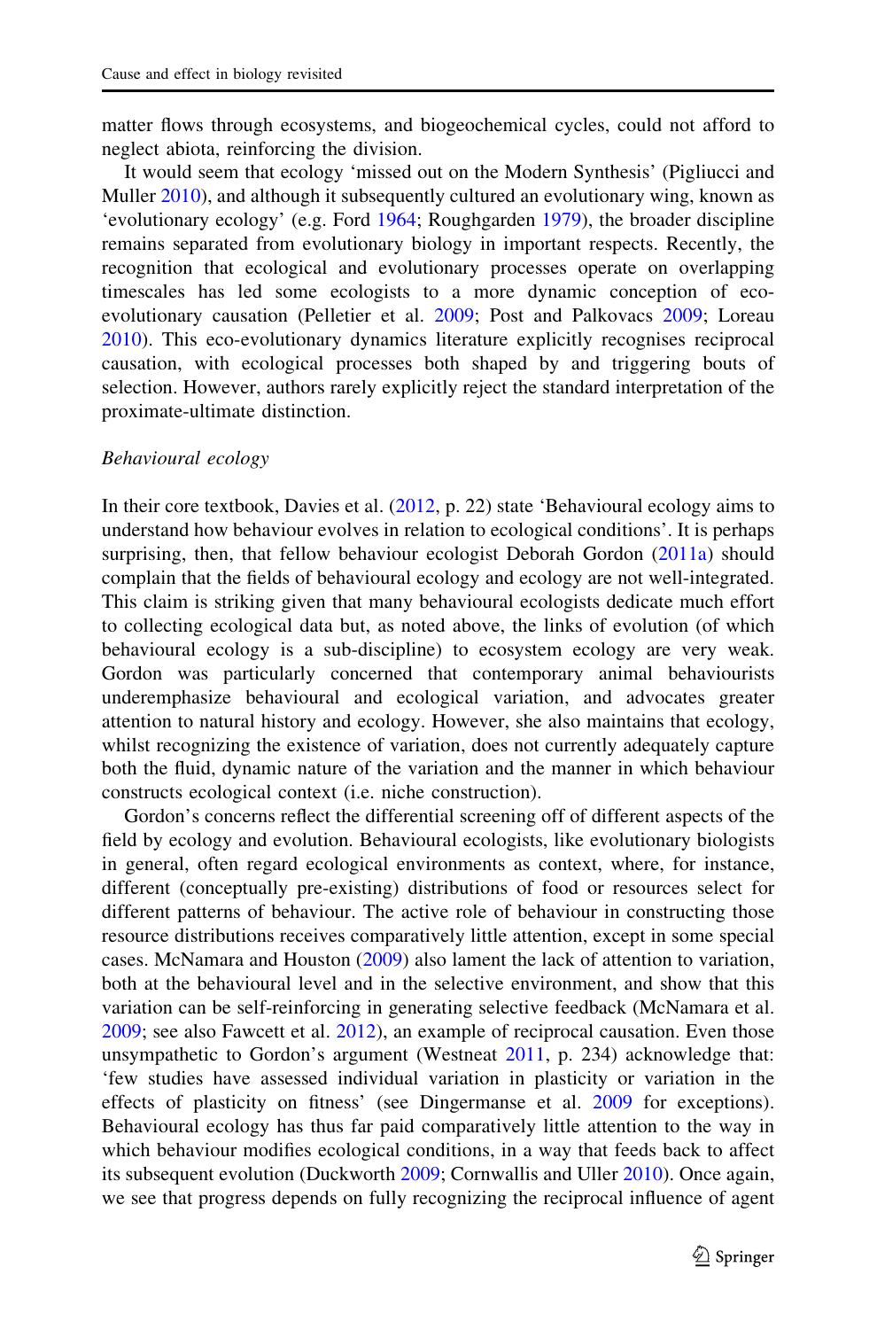matter flows through ecosystems, and biogeochemical cycles, could not afford to neglect abiota, reinforcing the division.

It would seem that ecology 'missed out on the Modern Synthesis' (Pigliucci and Muller 2010), and although it subsequently cultured an evolutionary wing, known as 'evolutionary ecology' (e.g. Ford 1964; Roughgarden 1979), the broader discipline remains separated from evolutionary biology in important respects. Recently, the recognition that ecological and evolutionary processes operate on overlapping timescales has led some ecologists to a more dynamic conception of eco-evolutionary causation (Pelletier et al. 2009; Post and Palkovacs 2009; Loreau 2010). This eco-evolutionary dynamics literature explicitly recognises reciprocal causation, with ecological processes both shaped by and triggering bouts of selection. However, authors rarely explicitly reject the standard interpretation of the proximate-ultimate distinction.

### *Behavioural ecology*

In their core textbook, Davies et al. (2012, p. 22) state 'Behavioural ecology aims to understand how behaviour evolves in relation to ecological conditions'. It is perhaps surprising, then, that fellow behaviour ecologist Deborah Gordon (2011a) should complain that the fields of behavioural ecology and ecology are not well-integrated. This claim is striking given that many behavioural ecologists dedicate much effort to collecting ecological data but, as noted above, the links of evolution (of which behavioural ecology is a sub-discipline) to ecosystem ecology are very weak. Gordon was particularly concerned that contemporary animal behaviourists underemphasize behavioural and ecological variation, and advocates greater attention to natural history and ecology. However, she also maintains that ecology, whilst recognizing the existence of variation, does not currently adequately capture both the fluid, dynamic nature of the variation and the manner in which behaviour constructs ecological context (i.e. niche construction).

Gordon's concerns reflect the differential screening off of different aspects of the field by ecology and evolution. Behavioural ecologists, like evolutionary biologists in general, often regard ecological environments as context, where, for instance, different (conceptually pre-existing) distributions of food or resources select for different patterns of behaviour. The active role of behaviour in constructing those resource distributions receives comparatively little attention, except in some special cases. McNamara and Houston (2009) also lament the lack of attention to variation, both at the behavioural level and in the selective environment, and show that this variation can be self-reinforcing in generating selective feedback (McNamara et al. 2009; see also Fawcett et al. 2012), an example of reciprocal causation. Even those unsympathetic to Gordon's argument (Westneat 2011, p. 234) acknowledge that: 'few studies have assessed individual variation in plasticity or variation in the effects of plasticity on fitness' (see Dingermanse et al. 2009 for exceptions). Behavioural ecology has thus far paid comparatively little attention to the way in which behaviour modifies ecological conditions, in a way that feeds back to affect its subsequent evolution (Duckworth 2009; Cornwallis and Uller 2010). Once again, we see that progress depends on fully recognizing the reciprocal influence of agent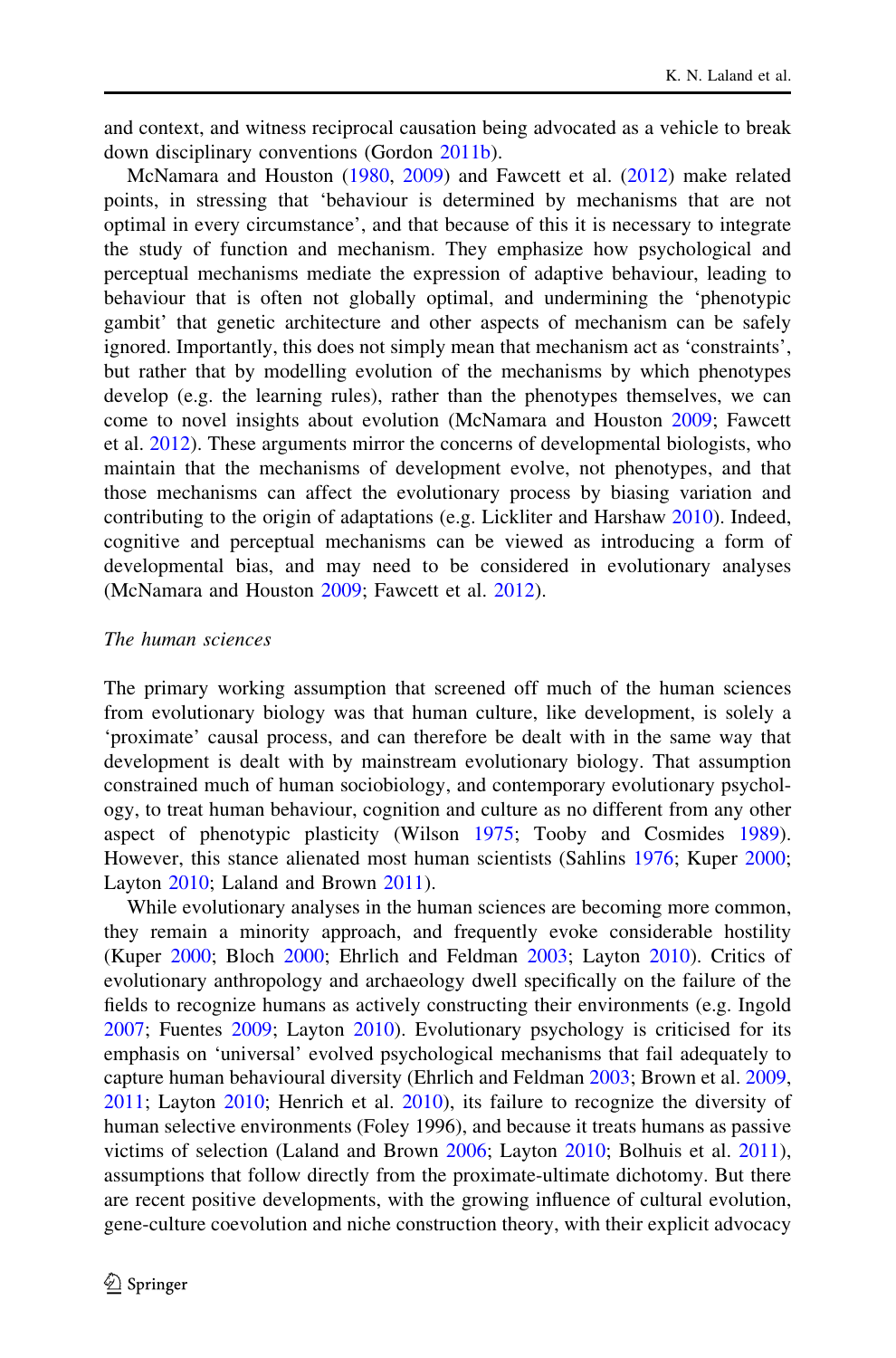and context, and witness reciprocal causation being advocated as a vehicle to break down disciplinary conventions (Gordon 2011b).

McNamara and Houston (1980, 2009) and Fawcett et al. (2012) make related points, in stressing that 'behaviour is determined by mechanisms that are not optimal in every circumstance', and that because of this it is necessary to integrate the study of function and mechanism. They emphasize how psychological and perceptual mechanisms mediate the expression of adaptive behaviour, leading to behaviour that is often not globally optimal, and undermining the 'phenotypic gambit' that genetic architecture and other aspects of mechanism can be safely ignored. Importantly, this does not simply mean that mechanism act as 'constraints', but rather that by modelling evolution of the mechanisms by which phenotypes develop (e.g. the learning rules), rather than the phenotypes themselves, we can come to novel insights about evolution (McNamara and Houston 2009; Fawcett et al. 2012). These arguments mirror the concerns of developmental biologists, who maintain that the mechanisms of development evolve, not phenotypes, and that those mechanisms can affect the evolutionary process by biasing variation and contributing to the origin of adaptations (e.g. Lickliter and Harshaw 2010). Indeed, cognitive and perceptual mechanisms can be viewed as introducing a form of developmental bias, and may need to be considered in evolutionary analyses (McNamara and Houston 2009; Fawcett et al. 2012).

*The human sciences*

The primary working assumption that screened off much of the human sciences from evolutionary biology was that human culture, like development, is solely a 'proximate' causal process, and can therefore be dealt with in the same way that development is dealt with by mainstream evolutionary biology. That assumption constrained much of human sociobiology, and contemporary evolutionary psychology, to treat human behaviour, cognition and culture as no different from any other aspect of phenotypic plasticity (Wilson 1975; Tooby and Cosmides 1989). However, this stance alienated most human scientists (Sahlins 1976; Kuper 2000; Layton 2010; Laland and Brown 2011).

While evolutionary analyses in the human sciences are becoming more common, they remain a minority approach, and frequently evoke considerable hostility (Kuper 2000; Bloch 2000; Ehrlich and Feldman 2003; Layton 2010). Critics of evolutionary anthropology and archaeology dwell specifically on the failure of the fields to recognize humans as actively constructing their environments (e.g. Ingold 2007; Fuentes 2009; Layton 2010). Evolutionary psychology is criticised for its emphasis on 'universal' evolved psychological mechanisms that fail adequately to capture human behavioural diversity (Ehrlich and Feldman 2003; Brown et al. 2009, 2011; Layton 2010; Henrich et al. 2010), its failure to recognize the diversity of human selective environments (Foley 1996), and because it treats humans as passive victims of selection (Laland and Brown 2006; Layton 2010; Bolhuis et al. 2011), assumptions that follow directly from the proximate-ultimate dichotomy. But there are recent positive developments, with the growing influence of cultural evolution, gene-culture coevolution and niche construction theory, with their explicit advocacy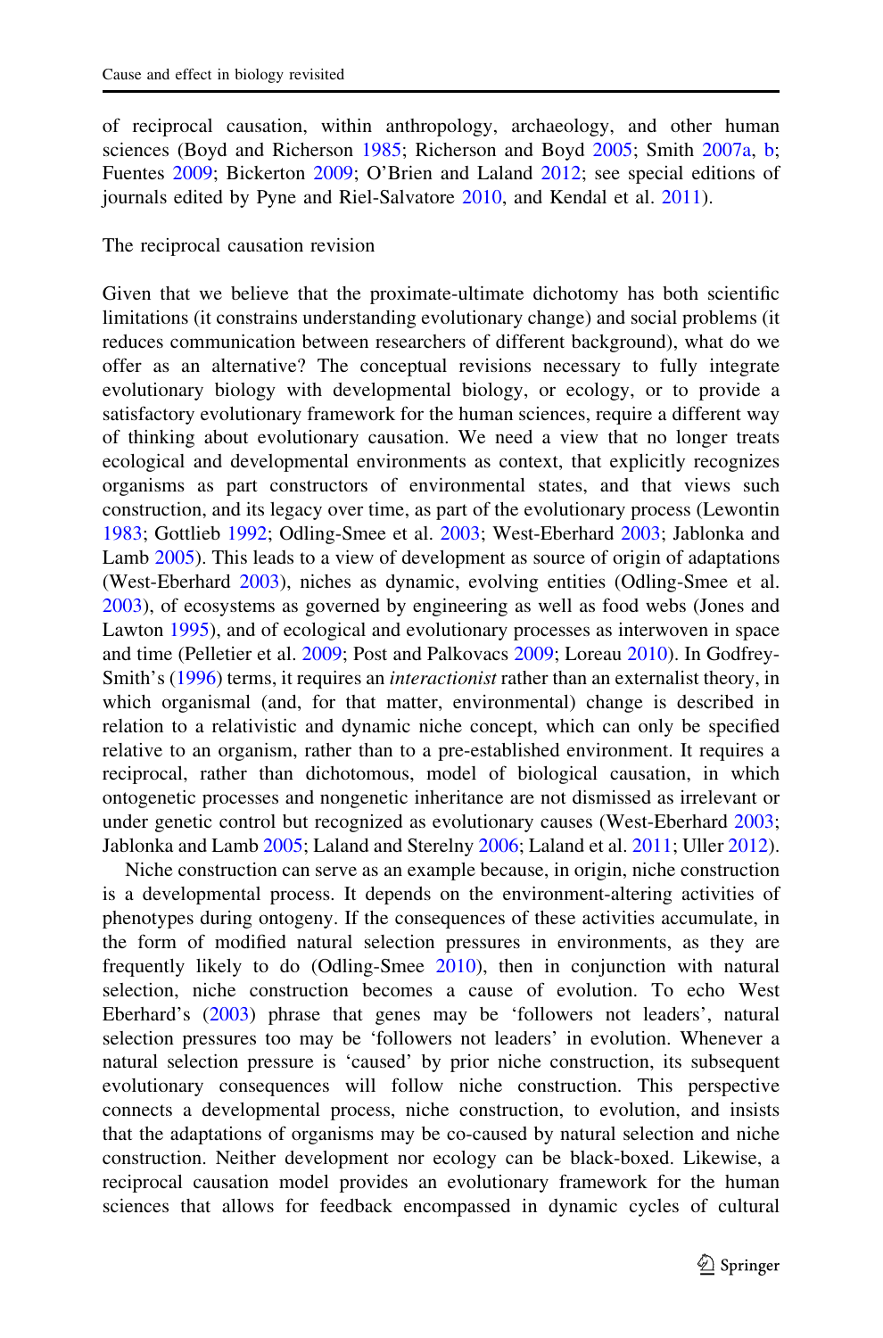of reciprocal causation, within anthropology, archaeology, and other human sciences (Boyd and Richerson 1985; Richerson and Boyd 2005; Smith 2007a, b; Fuentes 2009; Bickerton 2009; O'Brien and Laland 2012; see special editions of journals edited by Pyne and Riel-Salvatore 2010, and Kendal et al. 2011).

## The reciprocal causation revision

Given that we believe that the proximate-ultimate dichotomy has both scientific limitations (it constrains understanding evolutionary change) and social problems (it reduces communication between researchers of different background), what do we offer as an alternative? The conceptual revisions necessary to fully integrate evolutionary biology with developmental biology, or ecology, or to provide a satisfactory evolutionary framework for the human sciences, require a different way of thinking about evolutionary causation. We need a view that no longer treats ecological and developmental environments as context, that explicitly recognizes organisms as part constructors of environmental states, and that views such construction, and its legacy over time, as part of the evolutionary process (Lewontin 1983; Gottlieb 1992; Odling-Smee et al. 2003; West-Eberhard 2003; Jablonka and Lamb 2005). This leads to a view of development as source of origin of adaptations (West-Eberhard 2003), niches as dynamic, evolving entities (Odling-Smee et al. 2003), of ecosystems as governed by engineering as well as food webs (Jones and Lawton 1995), and of ecological and evolutionary processes as interwoven in space and time (Pelletier et al. 2009; Post and Palkovacs 2009; Loreau 2010). In Godfrey-Smith's (1996) terms, it requires an *interactionist* rather than an externalist theory, in which organismal (and, for that matter, environmental) change is described in relation to a relativistic and dynamic niche concept, which can only be specified relative to an organism, rather than to a pre-established environment. It requires a reciprocal, rather than dichotomous, model of biological causation, in which ontogenetic processes and nongenetic inheritance are not dismissed as irrelevant or under genetic control but recognized as evolutionary causes (West-Eberhard 2003; Jablonka and Lamb 2005; Laland and Sterelny 2006; Laland et al. 2011; Uller 2012).

Niche construction can serve as an example because, in origin, niche construction is a developmental process. It depends on the environment-altering activities of phenotypes during ontogeny. If the consequences of these activities accumulate, in the form of modified natural selection pressures in environments, as they are frequently likely to do (Odling-Smee 2010), then in conjunction with natural selection, niche construction becomes a cause of evolution. To echo West Eberhard's (2003) phrase that genes may be 'followers not leaders', natural selection pressures too may be 'followers not leaders' in evolution. Whenever a natural selection pressure is 'caused' by prior niche construction, its subsequent evolutionary consequences will follow niche construction. This perspective connects a developmental process, niche construction, to evolution, and insists that the adaptations of organisms may be co-caused by natural selection and niche construction. Neither development nor ecology can be black-boxed. Likewise, a reciprocal causation model provides an evolutionary framework for the human sciences that allows for feedback encompassed in dynamic cycles of cultural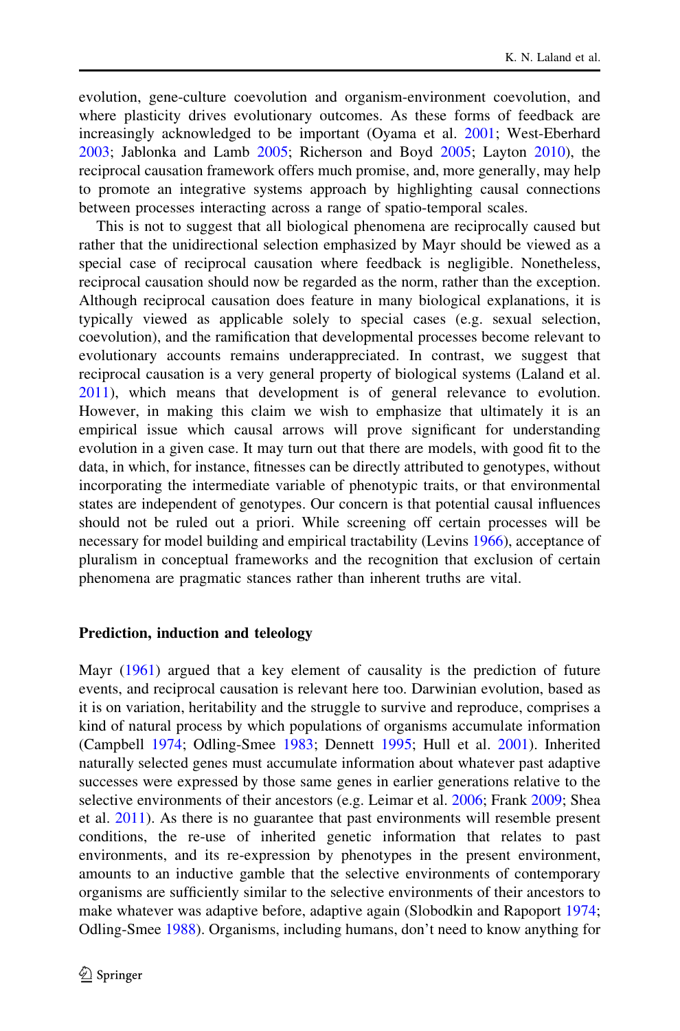evolution, gene-culture coevolution and organism-environment coevolution, and where plasticity drives evolutionary outcomes. As these forms of feedback are increasingly acknowledged to be important (Oyama et al. 2001; West-Eberhard 2003; Jablonka and Lamb 2005; Richerson and Boyd 2005; Layton 2010), the reciprocal causation framework offers much promise, and, more generally, may help to promote an integrative systems approach by highlighting causal connections between processes interacting across a range of spatio-temporal scales.

This is not to suggest that all biological phenomena are reciprocally caused but rather that the unidirectional selection emphasized by Mayr should be viewed as a special case of reciprocal causation where feedback is negligible. Nonetheless, reciprocal causation should now be regarded as the norm, rather than the exception. Although reciprocal causation does feature in many biological explanations, it is typically viewed as applicable solely to special cases (e.g. sexual selection, coevolution), and the ramification that developmental processes become relevant to evolutionary accounts remains underappreciated. In contrast, we suggest that reciprocal causation is a very general property of biological systems (Laland et al. 2011), which means that development is of general relevance to evolution. However, in making this claim we wish to emphasize that ultimately it is an empirical issue which causal arrows will prove significant for understanding evolution in a given case. It may turn out that there are models, with good fit to the data, in which, for instance, fitnesses can be directly attributed to genotypes, without incorporating the intermediate variable of phenotypic traits, or that environmental states are independent of genotypes. Our concern is that potential causal influences should not be ruled out a priori. While screening off certain processes will be necessary for model building and empirical tractability (Levins 1966), acceptance of pluralism in conceptual frameworks and the recognition that exclusion of certain phenomena are pragmatic stances rather than inherent truths are vital.

## Prediction, induction and teleology

Mayr (1961) argued that a key element of causality is the prediction of future events, and reciprocal causation is relevant here too. Darwinian evolution, based as it is on variation, heritability and the struggle to survive and reproduce, comprises a kind of natural process by which populations of organisms accumulate information (Campbell 1974; Odling-Smee 1983; Dennett 1995; Hull et al. 2001). Inherited naturally selected genes must accumulate information about whatever past adaptive successes were expressed by those same genes in earlier generations relative to the selective environments of their ancestors (e.g. Leimar et al. 2006; Frank 2009; Shea et al. 2011). As there is no guarantee that past environments will resemble present conditions, the re-use of inherited genetic information that relates to past environments, and its re-expression by phenotypes in the present environment, amounts to an inductive gamble that the selective environments of contemporary organisms are sufficiently similar to the selective environments of their ancestors to make whatever was adaptive before, adaptive again (Slobodkin and Rapoport 1974; Odling-Smee 1988). Organisms, including humans, don't need to know anything for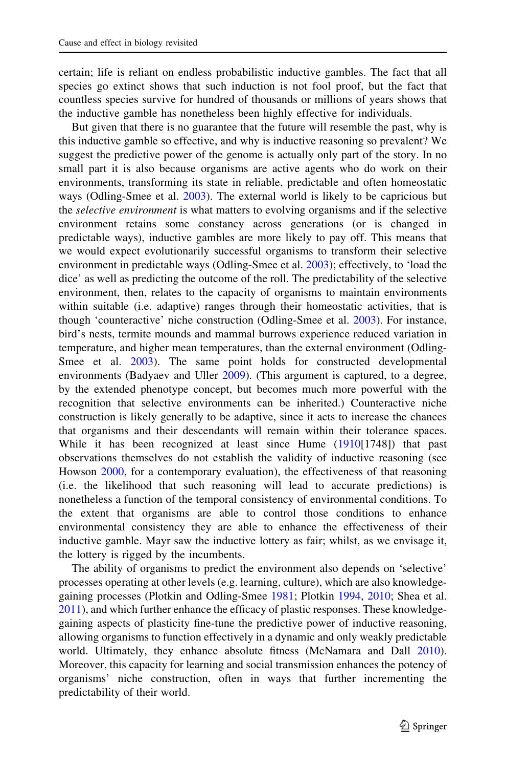certain; life is reliant on endless probabilistic inductive gambles. The fact that all species go extinct shows that such induction is not fool proof, but the fact that countless species survive for hundred of thousands or millions of years shows that the inductive gamble has nonetheless been highly effective for individuals.

But given that there is no guarantee that the future will resemble the past, why is this inductive gamble so effective, and why is inductive reasoning so prevalent? We suggest the predictive power of the genome is actually only part of the story. In no small part it is also because organisms are active agents who do work on their environments, transforming its state in reliable, predictable and often homeostatic ways (Odling-Smee et al. 2003). The external world is likely to be capricious but the *selective environment* is what matters to evolving organisms and if the selective environment retains some constancy across generations (or is changed in predictable ways), inductive gambles are more likely to pay off. This means that we would expect evolutionarily successful organisms to transform their selective environment in predictable ways (Odling-Smee et al. 2003); effectively, to 'load the dice' as well as predicting the outcome of the roll. The predictability of the selective environment, then, relates to the capacity of organisms to maintain environments within suitable (i.e. adaptive) ranges through their homeostatic activities, that is though 'counteractive' niche construction (Odling-Smee et al. 2003). For instance, bird's nests, termite mounds and mammal burrows experience reduced variation in temperature, and higher mean temperatures, than the external environment (Odling-Smee et al. 2003). The same point holds for constructed developmental environments (Badyaev and Uller 2009). (This argument is captured, to a degree, by the extended phenotype concept, but becomes much more powerful with the recognition that selective environments can be inherited.) Counteractive niche construction is likely generally to be adaptive, since it acts to increase the chances that organisms and their descendants will remain within their tolerance spaces. While it has been recognized at least since Hume (1910[1748]) that past observations themselves do not establish the validity of inductive reasoning (see Howson 2000, for a contemporary evaluation), the effectiveness of that reasoning (i.e. the likelihood that such reasoning will lead to accurate predictions) is nonetheless a function of the temporal consistency of environmental conditions. To the extent that organisms are able to control those conditions to enhance environmental consistency they are able to enhance the effectiveness of their inductive gamble. Mayr saw the inductive lottery as fair; whilst, as we envisage it, the lottery is rigged by the incumbents.

The ability of organisms to predict the environment also depends on 'selective' processes operating at other levels (e.g. learning, culture), which are also knowledge-gaining processes (Plotkin and Odling-Smee 1981; Plotkin 1994, 2010; Shea et al. 2011), and which further enhance the efficacy of plastic responses. These knowledge-gaining aspects of plasticity fine-tune the predictive power of inductive reasoning, allowing organisms to function effectively in a dynamic and only weakly predictable world. Ultimately, they enhance absolute fitness (McNamara and Dall 2010). Moreover, this capacity for learning and social transmission enhances the potency of organisms' niche construction, often in ways that further incrementing the predictability of their world.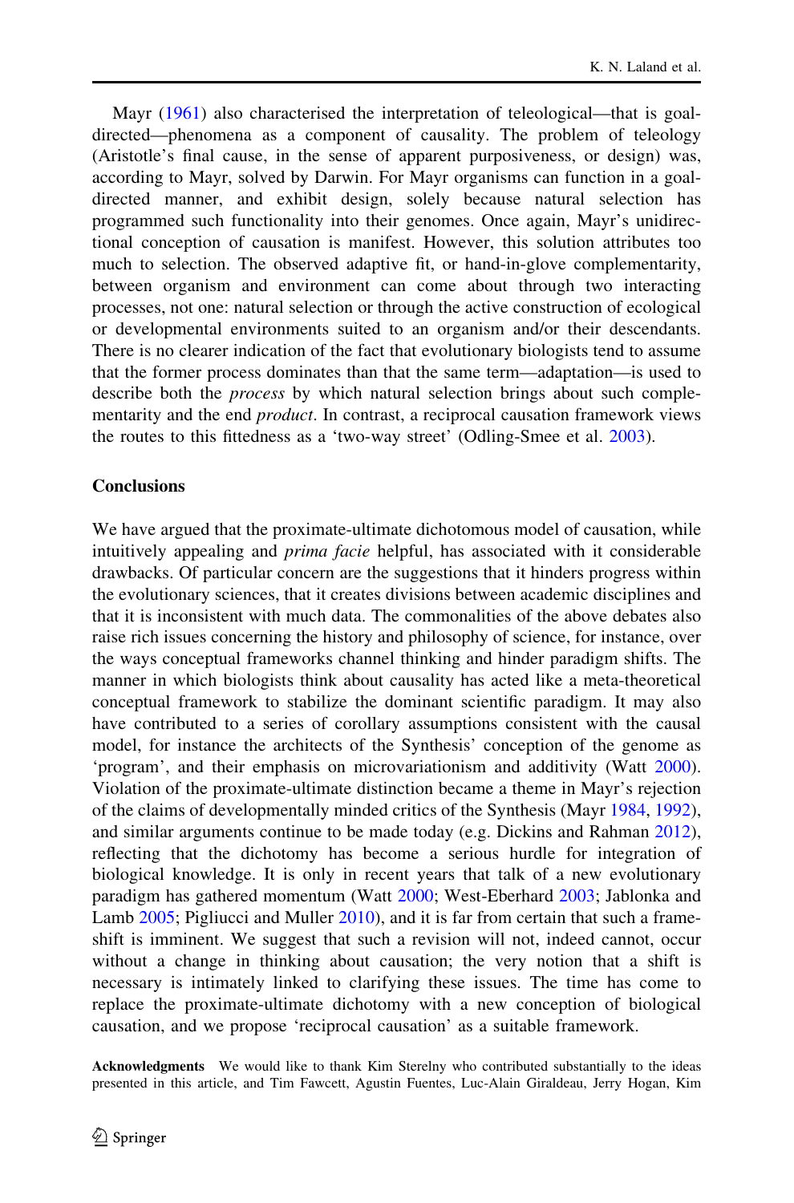Mayr (1961) also characterised the interpretation of teleological—that is goal-directed—phenomena as a component of causality. The problem of teleology (Aristotle's final cause, in the sense of apparent purposiveness, or design) was, according to Mayr, solved by Darwin. For Mayr organisms can function in a goal-directed manner, and exhibit design, solely because natural selection has programmed such functionality into their genomes. Once again, Mayr's unidirectional conception of causation is manifest. However, this solution attributes too much to selection. The observed adaptive fit, or hand-in-glove complementarity, between organism and environment can come about through two interacting processes, not one: natural selection or through the active construction of ecological or developmental environments suited to an organism and/or their descendants. There is no clearer indication of the fact that evolutionary biologists tend to assume that the former process dominates than that the same term—adaptation—is used to describe both the *process* by which natural selection brings about such complementarity and the end *product*. In contrast, a reciprocal causation framework views the routes to this fittedness as a 'two-way street' (Odling-Smee et al. 2003).

## Conclusions

We have argued that the proximate-ultimate dichotomous model of causation, while intuitively appealing and *prima facie* helpful, has associated with it considerable drawbacks. Of particular concern are the suggestions that it hinders progress within the evolutionary sciences, that it creates divisions between academic disciplines and that it is inconsistent with much data. The commonalities of the above debates also raise rich issues concerning the history and philosophy of science, for instance, over the ways conceptual frameworks channel thinking and hinder paradigm shifts. The manner in which biologists think about causality has acted like a meta-theoretical conceptual framework to stabilize the dominant scientific paradigm. It may also have contributed to a series of corollary assumptions consistent with the causal model, for instance the architects of the Synthesis' conception of the genome as 'program', and their emphasis on microvariationism and additivity (Watt 2000). Violation of the proximate-ultimate distinction became a theme in Mayr's rejection of the claims of developmentally minded critics of the Synthesis (Mayr 1984, 1992), and similar arguments continue to be made today (e.g. Dickins and Rahman 2012), reflecting that the dichotomy has become a serious hurdle for integration of biological knowledge. It is only in recent years that talk of a new evolutionary paradigm has gathered momentum (Watt 2000; West-Eberhard 2003; Jablonka and Lamb 2005; Pigliucci and Muller 2010), and it is far from certain that such a frame-shift is imminent. We suggest that such a revision will not, indeed cannot, occur without a change in thinking about causation; the very notion that a shift is necessary is intimately linked to clarifying these issues. The time has come to replace the proximate-ultimate dichotomy with a new conception of biological causation, and we propose 'reciprocal causation' as a suitable framework.

**Acknowledgments** We would like to thank Kim Sterelny who contributed substantially to the ideas presented in this article, and Tim Fawcett, Agustin Fuentes, Luc-Alain Giraldeau, Jerry Hogan, Kim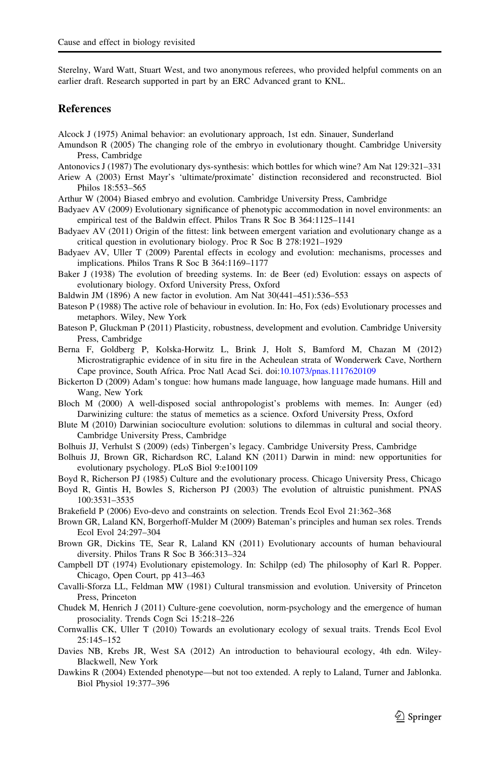Sterelny, Ward Watt, Stuart West, and two anonymous referees, who provided helpful comments on an earlier draft. Research supported in part by an ERC Advanced grant to KNL.

## References

Alcock J (1975) Animal behavior: an evolutionary approach, 1st edn. Sinauer, Sunderland

Amundson R (2005) The changing role of the embryo in evolutionary thought. Cambridge University Press, Cambridge

Antonovics J (1987) The evolutionary dys-synthesis: which bottles for which wine? Am Nat 129:321–331

Ariew A (2003) Ernst Mayr's 'ultimate/proximate' distinction reconsidered and reconstructed. Biol Philos 18:553–565

Arthur W (2004) Biased embryo and evolution. Cambridge University Press, Cambridge

Badyaev AV (2009) Evolutionary significance of phenotypic accommodation in novel environments: an empirical test of the Baldwin effect. Philos Trans R Soc B 364:1125–1141

Badyaev AV (2011) Origin of the fittest: link between emergent variation and evolutionary change as a critical question in evolutionary biology. Proc R Soc B 278:1921–1929

Badyaev AV, Uller T (2009) Parental effects in ecology and evolution: mechanisms, processes and implications. Philos Trans R Soc B 364:1169–1177

Baker J (1938) The evolution of breeding systems. In: de Beer (ed) Evolution: essays on aspects of evolutionary biology. Oxford University Press, Oxford

Baldwin JM (1896) A new factor in evolution. Am Nat 30(441–451):536–553

Bateson P (1988) The active role of behaviour in evolution. In: Ho, Fox (eds) Evolutionary processes and metaphors. Wiley, New York

Bateson P, Gluckman P (2011) Plasticity, robustness, development and evolution. Cambridge University Press, Cambridge

Berna F, Goldberg P, Kolska-Horwitz L, Brink J, Holt S, Bamford M, Chazan M (2012) Microstratigraphic evidence of in situ fire in the Acheulean strata of Wonderwerk Cave, Northern Cape province, South Africa. Proc Natl Acad Sci. doi:10.1073/pnas.1117620109

Bickerton D (2009) Adam's tongue: how humans made language, how language made humans. Hill and Wang, New York

Bloch M (2000) A well-disposed social anthropologist's problems with memes. In: Aunger (ed) Darwinizing culture: the status of memetics as a science. Oxford University Press, Oxford

Blute M (2010) Darwinian socioculture evolution: solutions to dilemmas in cultural and social theory. Cambridge University Press, Cambridge

Bolhuis JJ, Verhulst S (2009) (eds) Tinbergen's legacy. Cambridge University Press, Cambridge

Bolhuis JJ, Brown GR, Richardson RC, Laland KN (2011) Darwin in mind: new opportunities for evolutionary psychology. PLoS Biol 9:e1001109

Boyd R, Richerson PJ (1985) Culture and the evolutionary process. Chicago University Press, Chicago

Boyd R, Gintis H, Bowles S, Richerson PJ (2003) The evolution of altruistic punishment. PNAS 100:3531–3535

Brakefield P (2006) Evo-devo and constraints on selection. Trends Ecol Evol 21:362–368

Brown GR, Laland KN, Borgerhoff-Mulder M (2009) Bateman's principles and human sex roles. Trends Ecol Evol 24:297–304

Brown GR, Dickins TE, Sear R, Laland KN (2011) Evolutionary accounts of human behavioural diversity. Philos Trans R Soc B 366:313–324

Campbell DT (1974) Evolutionary epistemology. In: Schilpp (ed) The philosophy of Karl R. Popper. Chicago, Open Court, pp 413–463

Cavalli-Sforza LL, Feldman MW (1981) Cultural transmission and evolution. University of Princeton Press, Princeton

Chudek M, Henrich J (2011) Culture-gene coevolution, norm-psychology and the emergence of human prosociality. Trends Cogn Sci 15:218–226

Cornwallis CK, Uller T (2010) Towards an evolutionary ecology of sexual traits. Trends Ecol Evol 25:145–152

Davies NB, Krebs JR, West SA (2012) An introduction to behavioural ecology, 4th edn. Wiley-Blackwell, New York

Dawkins R (2004) Extended phenotype—but not too extended. A reply to Laland, Turner and Jablonka. Biol Physiol 19:377–396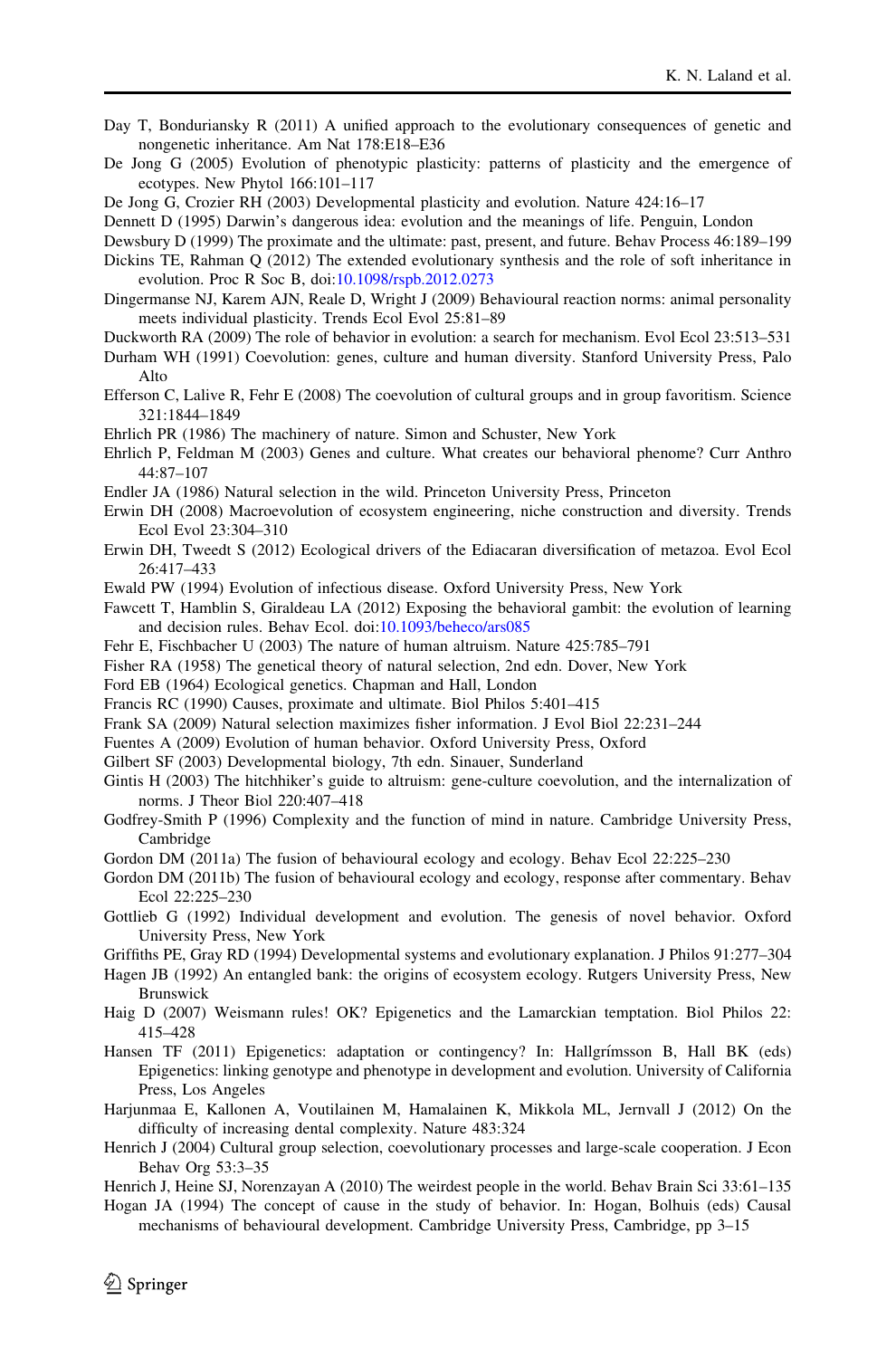Day T, Bonduriansky R (2011) A unified approach to the evolutionary consequences of genetic and nongenetic inheritance. Am Nat 178:E18–E36

De Jong G (2005) Evolution of phenotypic plasticity: patterns of plasticity and the emergence of ecotypes. New Phytol 166:101–117

De Jong G, Crozier RH (2003) Developmental plasticity and evolution. Nature 424:16–17

Dennett D (1995) Darwin's dangerous idea: evolution and the meanings of life. Penguin, London

Dewsbury D (1999) The proximate and the ultimate: past, present, and future. Behav Process 46:189–199

Dickins TE, Rahman Q (2012) The extended evolutionary synthesis and the role of soft inheritance in evolution. Proc R Soc B, doi:10.1098/rspb.2012.0273

Dingemanse NJ, Karem AJN, Reale D, Wright J (2009) Behavioural reaction norms: animal personality meets individual plasticity. Trends Ecol Evol 25:81–89

Duckworth RA (2009) The role of behavior in evolution: a search for mechanism. Evol Ecol 23:513–531

Durham WH (1991) Coevolution: genes, culture and human diversity. Stanford University Press, Palo Alto

Efferson C, Lalive R, Fehr E (2008) The coevolution of cultural groups and in group favoritism. Science 321:1844–1849

Ehrlich PR (1986) The machinery of nature. Simon and Schuster, New York

Ehrlich P, Feldman M (2003) Genes and culture. What creates our behavioral phenome? Curr Anthro 44:87–107

Endler JA (1986) Natural selection in the wild. Princeton University Press, Princeton

Erwin DH (2008) Macroevolution of ecosystem engineering, niche construction and diversity. Trends Ecol Evol 23:304–310

Erwin DH, Tweedt S (2012) Ecological drivers of the Ediacaran diversification of metazoa. Evol Ecol 26:417–433

Ewald PW (1994) Evolution of infectious disease. Oxford University Press, New York

Fawcett T, Hamblin S, Giraldeau LA (2012) Exposing the behavioral gambit: the evolution of learning and decision rules. Behav Ecol. doi:10.1093/beheco/ars085

Fehr E, Fischbacher U (2003) The nature of human altruism. Nature 425:785–791

Fisher RA (1958) The genetical theory of natural selection, 2nd edn. Dover, New York

Ford EB (1964) Ecological genetics. Chapman and Hall, London

Francis RC (1990) Causes, proximate and ultimate. Biol Philos 5:401–415

Frank SA (2009) Natural selection maximizes fisher information. J Evol Biol 22:231–244

Fuentes A (2009) Evolution of human behavior. Oxford University Press, Oxford

Gilbert SF (2003) Developmental biology, 7th edn. Sinauer, Sunderland

Gintis H (2003) The hitchhiker's guide to altruism: gene-culture coevolution, and the internalization of norms. J Theor Biol 220:407–418

Godfrey-Smith P (1996) Complexity and the function of mind in nature. Cambridge University Press, Cambridge

Gordon DM (2011a) The fusion of behavioural ecology and ecology. Behav Ecol 22:225–230

Gordon DM (2011b) The fusion of behavioural ecology and ecology, response after commentary. Behav Ecol 22:225–230

Gottlieb G (1992) Individual development and evolution. The genesis of novel behavior. Oxford University Press, New York

Griffiths PE, Gray RD (1994) Developmental systems and evolutionary explanation. J Philos 91:277–304

Hagen JB (1992) An entangled bank: the origins of ecosystem ecology. Rutgers University Press, New Brunswick

Haig D (2007) Weismann rules! OK? Epigenetics and the Lamarckian temptation. Biol Philos 22: 415–428

Hansen TF (2011) Epigenetics: adaptation or contingency? In: Hallgrímsson B, Hall BK (eds) Epigenetics: linking genotype and phenotype in development and evolution. University of California Press, Los Angeles

Harjunmaa E, Kallonen A, Voutilainen M, Hamalainen K, Mikkola ML, Jernvall J (2012) On the difficulty of increasing dental complexity. Nature 483:324

Henrich J (2004) Cultural group selection, coevolutionary processes and large-scale cooperation. J Econ Behav Org 53:3–35

Henrich J, Heine SJ, Norenzayan A (2010) The weirdest people in the world. Behav Brain Sci 33:61–135

Hogan JA (1994) The concept of cause in the study of behavior. In: Hogan, Bolhuis (eds) Causal mechanisms of behavioural development. Cambridge University Press, Cambridge, pp 3–15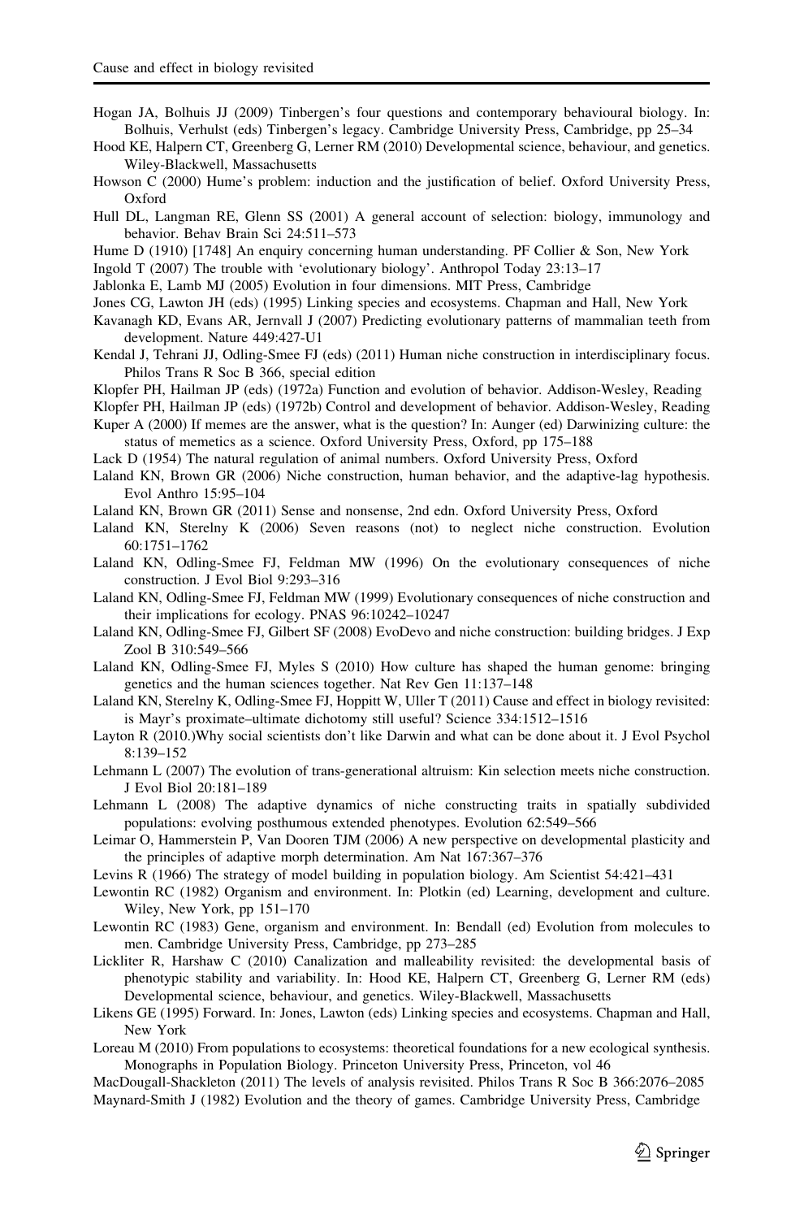Hogan JA, Bolhuis JJ (2009) Tinbergen's four questions and contemporary behavioural biology. In: Bolhuis, Verhulst (eds) Tinbergen's legacy. Cambridge University Press, Cambridge, pp 25–34

Hood KE, Halpern CT, Greenberg G, Lerner RM (2010) Developmental science, behaviour, and genetics. Wiley-Blackwell, Massachusetts

Howson C (2000) Hume's problem: induction and the justification of belief. Oxford University Press, Oxford

Hull DL, Langman RE, Glenn SS (2001) A general account of selection: biology, immunology and behavior. Behav Brain Sci 24:511–573

Hume D (1910) [1748] An enquiry concerning human understanding. PF Collier & Son, New York

Ingold T (2007) The trouble with 'evolutionary biology'. Anthropol Today 23:13–17

Jablonka E, Lamb MJ (2005) Evolution in four dimensions. MIT Press, Cambridge

Jones CG, Lawton JH (eds) (1995) Linking species and ecosystems. Chapman and Hall, New York

Kavanagh KD, Evans AR, Jernvall J (2007) Predicting evolutionary patterns of mammalian teeth from development. Nature 449:427-U1

Kendal J, Tehrani JJ, Odling-Smee FJ (eds) (2011) Human niche construction in interdisciplinary focus. Philos Trans R Soc B 366, special edition

Klopfer PH, Hailman JP (eds) (1972a) Function and evolution of behavior. Addison-Wesley, Reading

Klopfer PH, Hailman JP (eds) (1972b) Control and development of behavior. Addison-Wesley, Reading

Kuper A (2000) If memes are the answer, what is the question? In: Aunger (ed) Darwinizing culture: the status of memetics as a science. Oxford University Press, Oxford, pp 175–188

Lack D (1954) The natural regulation of animal numbers. Oxford University Press, Oxford

Laland KN, Brown GR (2006) Niche construction, human behavior, and the adaptive-lag hypothesis. Evol Anthro 15:95–104

Laland KN, Brown GR (2011) Sense and nonsense, 2nd edn. Oxford University Press, Oxford

Laland KN, Sterelny K (2006) Seven reasons (not) to neglect niche construction. Evolution 60:1751–1762

Laland KN, Odling-Smee FJ, Feldman MW (1996) On the evolutionary consequences of niche construction. J Evol Biol 9:293–316

Laland KN, Odling-Smee FJ, Feldman MW (1999) Evolutionary consequences of niche construction and their implications for ecology. PNAS 96:10242–10247

Laland KN, Odling-Smee FJ, Gilbert SF (2008) EvoDevo and niche construction: building bridges. J Exp Zool B 310:549–566

Laland KN, Odling-Smee FJ, Myles S (2010) How culture has shaped the human genome: bringing genetics and the human sciences together. Nat Rev Gen 11:137–148

Laland KN, Sterelny K, Odling-Smee FJ, Hoppitt W, Uller T (2011) Cause and effect in biology revisited: is Mayr's proximate–ultimate dichotomy still useful? Science 334:1512–1516

Layton R (2010.)Why social scientists don't like Darwin and what can be done about it. J Evol Psychol 8:139–152

Lehmann L (2007) The evolution of trans-generational altruism: Kin selection meets niche construction. J Evol Biol 20:181–189

Lehmann L (2008) The adaptive dynamics of niche constructing traits in spatially subdivided populations: evolving posthumous extended phenotypes. Evolution 62:549–566

Leimar O, Hammerstein P, Van Dooren TJM (2006) A new perspective on developmental plasticity and the principles of adaptive morph determination. Am Nat 167:367–376

Levins R (1966) The strategy of model building in population biology. Am Scientist 54:421–431

Lewontin RC (1982) Organism and environment. In: Plotkin (ed) Learning, development and culture. Wiley, New York, pp 151–170

Lewontin RC (1983) Gene, organism and environment. In: Bendall (ed) Evolution from molecules to men. Cambridge University Press, Cambridge, pp 273–285

Lickliter R, Harshaw C (2010) Canalization and malleability revisited: the developmental basis of phenotypic stability and variability. In: Hood KE, Halpern CT, Greenberg G, Lerner RM (eds) Developmental science, behaviour, and genetics. Wiley-Blackwell, Massachusetts

Likens GE (1995) Forward. In: Jones, Lawton (eds) Linking species and ecosystems. Chapman and Hall, New York

Loreau M (2010) From populations to ecosystems: theoretical foundations for a new ecological synthesis. Monographs in Population Biology. Princeton University Press, Princeton, vol 46

MacDougall-Shackleton (2011) The levels of analysis revisited. Philos Trans R Soc B 366:2076–2085

Maynard-Smith J (1982) Evolution and the theory of games. Cambridge University Press, Cambridge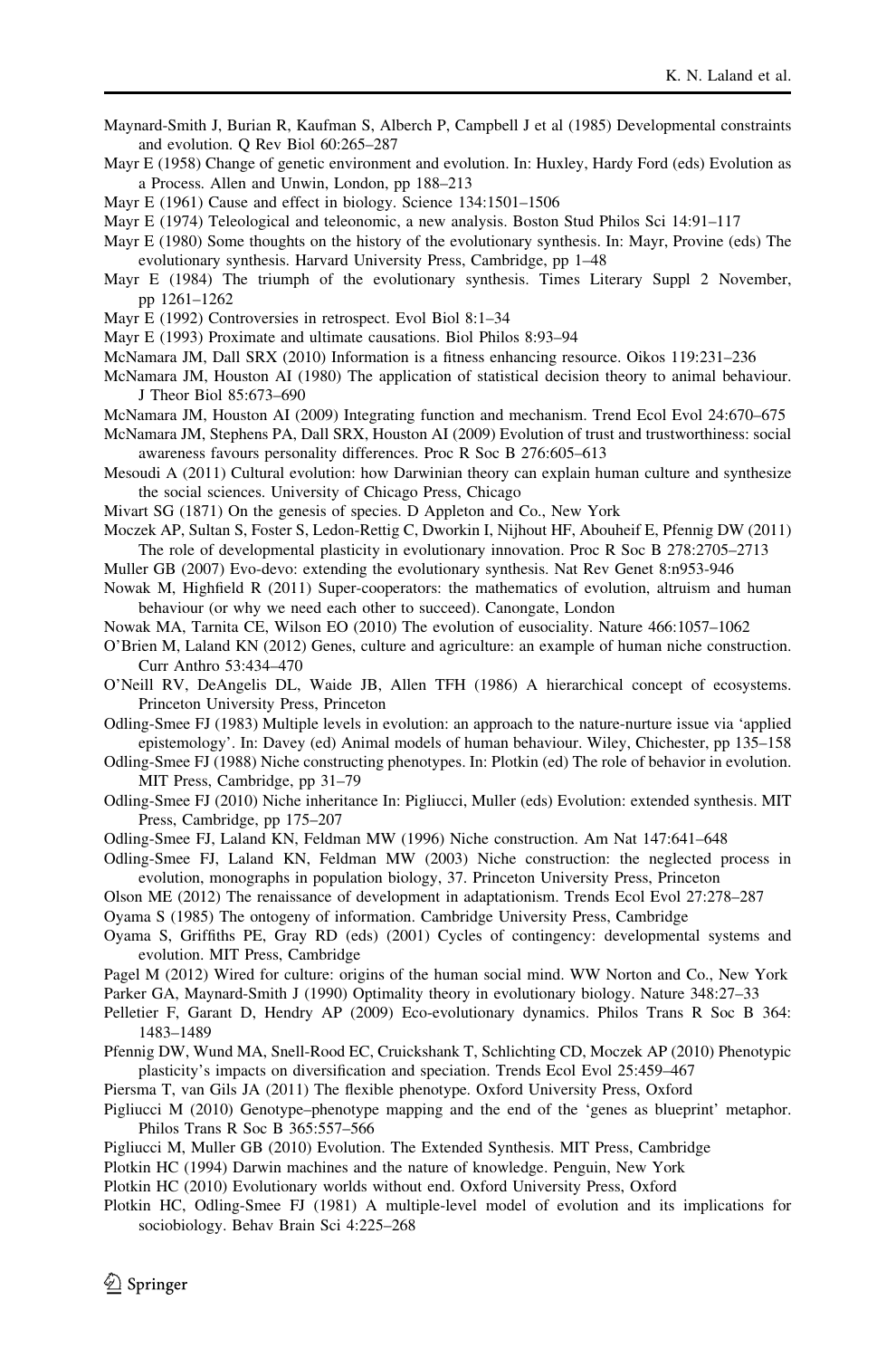Maynard-Smith J, Burian R, Kaufman S, Alberch P, Campbell J et al (1985) Developmental constraints and evolution. Q Rev Biol 60:265–287

Mayr E (1958) Change of genetic environment and evolution. In: Huxley, Hardy Ford (eds) Evolution as a Process. Allen and Unwin, London, pp 188–213

Mayr E (1961) Cause and effect in biology. Science 134:1501–1506

Mayr E (1974) Teleological and teleonomic, a new analysis. Boston Stud Philos Sci 14:91–117

Mayr E (1980) Some thoughts on the history of the evolutionary synthesis. In: Mayr, Provine (eds) The evolutionary synthesis. Harvard University Press, Cambridge, pp 1–48

Mayr E (1984) The triumph of the evolutionary synthesis. Times Literary Suppl 2 November, pp 1261–1262

Mayr E (1992) Controversies in retrospect. Evol Biol 8:1–34

Mayr E (1993) Proximate and ultimate causations. Biol Philos 8:93–94

McNamara JM, Dall SRX (2010) Information is a fitness enhancing resource. Oikos 119:231–236

McNamara JM, Houston AI (1980) The application of statistical decision theory to animal behaviour. J Theor Biol 85:673–690

McNamara JM, Houston AI (2009) Integrating function and mechanism. Trend Ecol Evol 24:670–675

McNamara JM, Stephens PA, Dall SRX, Houston AI (2009) Evolution of trust and trustworthiness: social awareness favours personality differences. Proc R Soc B 276:605–613

Mesoudi A (2011) Cultural evolution: how Darwinian theory can explain human culture and synthesize the social sciences. University of Chicago Press, Chicago

Mivart SG (1871) On the genesis of species. D Appleton and Co., New York

Moczek AP, Sultan S, Foster S, Ledon-Rettig C, Dworkin I, Nijhout HF, Abouheif E, Pfennig DW (2011) The role of developmental plasticity in evolutionary innovation. Proc R Soc B 278:2705–2713

Muller GB (2007) Evo-devo: extending the evolutionary synthesis. Nat Rev Genet 8:n953-946

Nowak M, Highfield R (2011) Super-cooperators: the mathematics of evolution, altruism and human behaviour (or why we need each other to succeed). Canongate, London

Nowak MA, Tarnita CE, Wilson EO (2010) The evolution of eusociality. Nature 466:1057–1062

O'Brien M, Laland KN (2012) Genes, culture and agriculture: an example of human niche construction. Curr Anthro 53:434–470

O'Neill RV, DeAngelis DL, Waide JB, Allen TFH (1986) A hierarchical concept of ecosystems. Princeton University Press, Princeton

Odling-Smee FJ (1983) Multiple levels in evolution: an approach to the nature-nurture issue via 'applied epistemology'. In: Davey (ed) Animal models of human behaviour. Wiley, Chichester, pp 135–158

Odling-Smee FJ (1988) Niche constructing phenotypes. In: Plotkin (ed) The role of behavior in evolution. MIT Press, Cambridge, pp 31–79

Odling-Smee FJ (2010) Niche inheritance In: Pigliucci, Muller (eds) Evolution: extended synthesis. MIT Press, Cambridge, pp 175–207

Odling-Smee FJ, Laland KN, Feldman MW (1996) Niche construction. Am Nat 147:641–648

Odling-Smee FJ, Laland KN, Feldman MW (2003) Niche construction: the neglected process in evolution, monographs in population biology, 37. Princeton University Press, Princeton

Olson ME (2012) The renaissance of development in adaptationism. Trends Ecol Evol 27:278–287

Oyama S (1985) The ontogeny of information. Cambridge University Press, Cambridge

Oyama S, Griffiths PE, Gray RD (eds) (2001) Cycles of contingency: developmental systems and evolution. MIT Press, Cambridge

Pagel M (2012) Wired for culture: origins of the human social mind. WW Norton and Co., New York

Parker GA, Maynard-Smith J (1990) Optimality theory in evolutionary biology. Nature 348:27–33

Pelletier F, Garant D, Hendry AP (2009) Eco-evolutionary dynamics. Philos Trans R Soc B 364: 1483–1489

Pfennig DW, Wund MA, Snell-Rood EC, Cruickshank T, Schlichting CD, Moczek AP (2010) Phenotypic plasticity's impacts on diversification and speciation. Trends Ecol Evol 25:459–467

Piersma T, van Gils JA (2011) The flexible phenotype. Oxford University Press, Oxford

Pigliucci M (2010) Genotype–phenotype mapping and the end of the 'genes as blueprint' metaphor. Philos Trans R Soc B 365:557–566

Pigliucci M, Muller GB (2010) Evolution. The Extended Synthesis. MIT Press, Cambridge

Plotkin HC (1994) Darwin machines and the nature of knowledge. Penguin, New York

Plotkin HC (2010) Evolutionary worlds without end. Oxford University Press, Oxford

Plotkin HC, Odling-Smee FJ (1981) A multiple-level model of evolution and its implications for sociobiology. Behav Brain Sci 4:225–268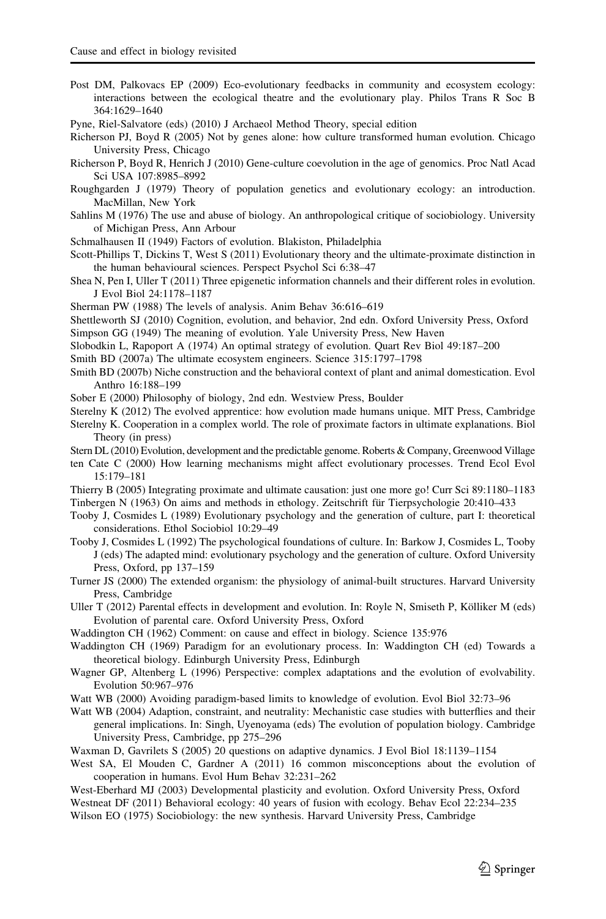Post DM, Palkovacs EP (2009) Eco-evolutionary feedbacks in community and ecosystem ecology: interactions between the ecological theatre and the evolutionary play. Philos Trans R Soc B 364:1629–1640

Pyne, Riel-Salvatore (eds) (2010) J Archaeol Method Theory, special edition

Richerson PJ, Boyd R (2005) Not by genes alone: how culture transformed human evolution. Chicago University Press, Chicago

Richerson P, Boyd R, Henrich J (2010) Gene-culture coevolution in the age of genomics. Proc Natl Acad Sci USA 107:8985–8992

Roughgarden J (1979) Theory of population genetics and evolutionary ecology: an introduction. MacMillan, New York

Sahlins M (1976) The use and abuse of biology. An anthropological critique of sociobiology. University of Michigan Press, Ann Arbour

Schmalhausen II (1949) Factors of evolution. Blakiston, Philadelphia

Scott-Phillips T, Dickins T, West S (2011) Evolutionary theory and the ultimate-proximate distinction in the human behavioural sciences. Perspect Psychol Sci 6:38–47

Shea N, Pen I, Uller T (2011) Three epigenetic information channels and their different roles in evolution. J Evol Biol 24:1178–1187

Sherman PW (1988) The levels of analysis. Anim Behav 36:616–619

Shettleworth SJ (2010) Cognition, evolution, and behavior, 2nd edn. Oxford University Press, Oxford

Simpson GG (1949) The meaning of evolution. Yale University Press, New Haven

Slobodkin L, Rapoport A (1974) An optimal strategy of evolution. Quart Rev Biol 49:187–200

Smith BD (2007a) The ultimate ecosystem engineers. Science 315:1797–1798

Smith BD (2007b) Niche construction and the behavioral context of plant and animal domestication. Evol Anthro 16:188–199

Sober E (2000) Philosophy of biology, 2nd edn. Westview Press, Boulder

Sterelny K (2012) The evolved apprentice: how evolution made humans unique. MIT Press, Cambridge

Sterelny K. Cooperation in a complex world. The role of proximate factors in ultimate explanations. Biol Theory (in press)

Stern DL (2010) Evolution, development and the predictable genome. Roberts & Company, Greenwood Village

ten Cate C (2000) How learning mechanisms might affect evolutionary processes. Trend Ecol Evol 15:179–181

Thierry B (2005) Integrating proximate and ultimate causation: just one more go! Curr Sci 89:1180–1183

Tinbergen N (1963) On aims and methods in ethology. Zeitschrift für Tierpsychologie 20:410–433

Tooby J, Cosmides L (1989) Evolutionary psychology and the generation of culture, part I: theoretical considerations. Ethol Sociobiol 10:29–49

Tooby J, Cosmides L (1992) The psychological foundations of culture. In: Barkow J, Cosmides L, Tooby J (eds) The adapted mind: evolutionary psychology and the generation of culture. Oxford University Press, Oxford, pp 137–159

Turner JS (2000) The extended organism: the physiology of animal-built structures. Harvard University Press, Cambridge

Uller T (2012) Parental effects in development and evolution. In: Royle N, Smiseth P, Kölliker M (eds) Evolution of parental care. Oxford University Press, Oxford

Waddington CH (1962) Comment: on cause and effect in biology. Science 135:976

Waddington CH (1969) Paradigm for an evolutionary process. In: Waddington CH (ed) Towards a theoretical biology. Edinburgh University Press, Edinburgh

Wagner GP, Altenberg L (1996) Perspective: complex adaptations and the evolution of evolvability. Evolution 50:967–976

Watt WB (2000) Avoiding paradigm-based limits to knowledge of evolution. Evol Biol 32:73–96

Watt WB (2004) Adaption, constraint, and neutrality: Mechanistic case studies with butterflies and their general implications. In: Singh, Uyenoyama (eds) The evolution of population biology. Cambridge University Press, Cambridge, pp 275–296

Waxman D, Gavrilets S (2005) 20 questions on adaptive dynamics. J Evol Biol 18:1139–1154

West SA, El Mouden C, Gardner A (2011) 16 common misconceptions about the evolution of cooperation in humans. Evol Hum Behav 32:231–262

West-Eberhard MJ (2003) Developmental plasticity and evolution. Oxford University Press, Oxford

Westneat DF (2011) Behavioral ecology: 40 years of fusion with ecology. Behav Ecol 22:234–235

Wilson EO (1975) Sociobiology: the new synthesis. Harvard University Press, Cambridge